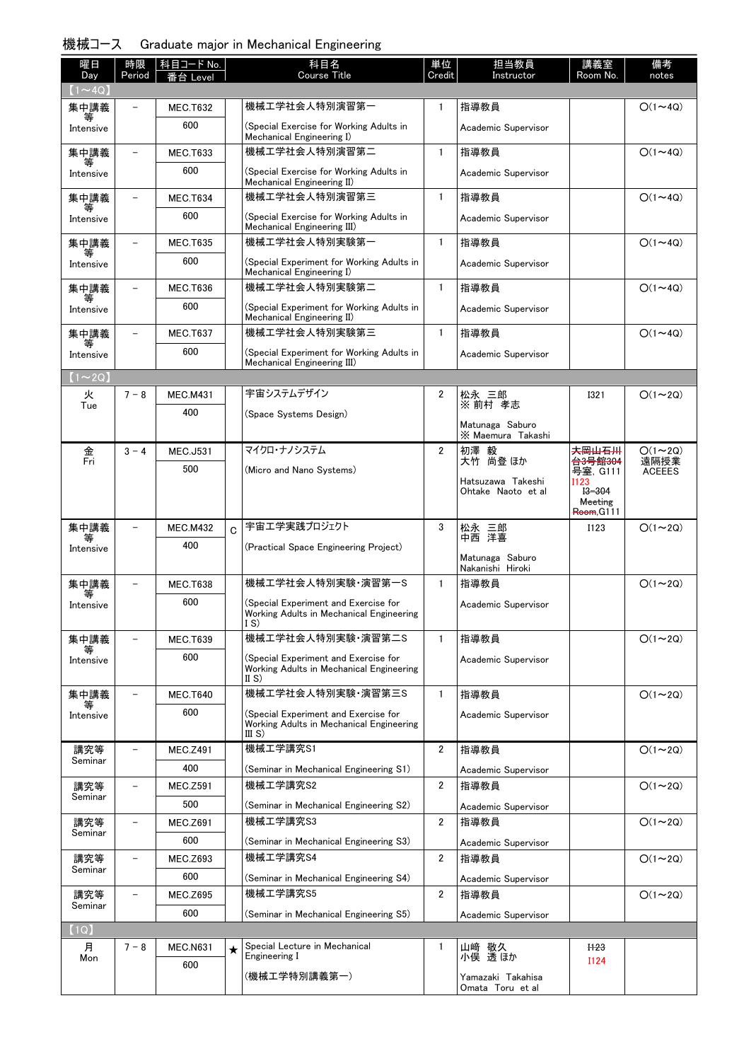## 機械コース　Graduate major in Mechanical Engineering

| 曜日 Day | 時限 Period | 科目コード No. 番台 Level | | 科目名 Course Title | 単位 Credit | 担当教員 Instructor | 講義室 Room No. | 備考 notes |
|---|---|---|---|---|---|---|---|---|
| 【1～4Q】 | | | | | | | | |
| 集中講義等 Intensive | – | MEC.T632 600 | | 機械工学社会人特別演習第一 (Special Exercise for Working Adults in Mechanical Engineering I) | 1 | 指導教員 Academic Supervisor | | ○(1～4Q) |
| 集中講義等 Intensive | – | MEC.T633 600 | | 機械工学社会人特別演習第二 (Special Exercise for Working Adults in Mechanical Engineering II) | 1 | 指導教員 Academic Supervisor | | ○(1～4Q) |
| 集中講義等 Intensive | – | MEC.T634 600 | | 機械工学社会人特別演習第三 (Special Exercise for Working Adults in Mechanical Engineering III) | 1 | 指導教員 Academic Supervisor | | ○(1～4Q) |
| 集中講義等 Intensive | – | MEC.T635 600 | | 機械工学社会人特別実験第一 (Special Experiment for Working Adults in Mechanical Engineering I) | 1 | 指導教員 Academic Supervisor | | ○(1～4Q) |
| 集中講義等 Intensive | – | MEC.T636 600 | | 機械工学社会人特別実験第二 (Special Experiment for Working Adults in Mechanical Engineering II) | 1 | 指導教員 Academic Supervisor | | ○(1～4Q) |
| 集中講義等 Intensive | – | MEC.T637 600 | | 機械工学社会人特別実験第三 (Special Experiment for Working Adults in Mechanical Engineering III) | 1 | 指導教員 Academic Supervisor | | ○(1～4Q) |
| 【1～2Q】 | | | | | | | | |
| 火 Tue | 7－8 | MEC.M431 400 | | 宇宙システムデザイン (Space Systems Design) | 2 | 松永 三郎 ※ 前村 孝志 Matunaga Saburo ※ Maemura Takashi | I321 | ○(1～2Q) |
| 金 Fri | 3－4 | MEC.J531 500 | | マイクロ・ナノシステム (Micro and Nano Systems) | 2 | 初澤 毅 大竹 尚登 ほか Hatsuzawa Takeshi Ohtake Naoto et al | ~~大岡山石川台3号館304号室~~, G111 I123 ~~I3-304 Meeting Room~~,G111 | ○(1～2Q) 遠隔授業 ACEEES |
| 集中講義等 Intensive | – | MEC.M432 400 | C | 宇宙工学実践プロジェクト (Practical Space Engineering Project) | 3 | 松永 三郎 中西 洋喜 Matunaga Saburo Nakanishi Hiroki | I123 | ○(1～2Q) |
| 集中講義等 Intensive | – | MEC.T638 600 | | 機械工学社会人特別実験・演習第一S (Special Experiment and Exercise for Working Adults in Mechanical Engineering I S) | 1 | 指導教員 Academic Supervisor | | ○(1～2Q) |
| 集中講義等 Intensive | – | MEC.T639 600 | | 機械工学社会人特別実験・演習第二S (Special Experiment and Exercise for Working Adults in Mechanical Engineering II S) | 1 | 指導教員 Academic Supervisor | | ○(1～2Q) |
| 集中講義等 Intensive | – | MEC.T640 600 | | 機械工学社会人特別実験・演習第三S (Special Experiment and Exercise for Working Adults in Mechanical Engineering III S) | 1 | 指導教員 Academic Supervisor | | ○(1～2Q) |
| 講究等 Seminar | – | MEC.Z491 400 | | 機械工学講究S1 (Seminar in Mechanical Engineering S1) | 2 | 指導教員 Academic Supervisor | | ○(1～2Q) |
| 講究等 Seminar | – | MEC.Z591 500 | | 機械工学講究S2 (Seminar in Mechanical Engineering S2) | 2 | 指導教員 Academic Supervisor | | ○(1～2Q) |
| 講究等 Seminar | – | MEC.Z691 600 | | 機械工学講究S3 (Seminar in Mechanical Engineering S3) | 2 | 指導教員 Academic Supervisor | | ○(1～2Q) |
| 講究等 Seminar | – | MEC.Z693 600 | | 機械工学講究S4 (Seminar in Mechanical Engineering S4) | 2 | 指導教員 Academic Supervisor | | ○(1～2Q) |
| 講究等 Seminar | – | MEC.Z695 600 | | 機械工学講究S5 (Seminar in Mechanical Engineering S5) | 2 | 指導教員 Academic Supervisor | | ○(1～2Q) |
| 【1Q】 | | | | | | | | |
| 月 Mon | 7－8 | MEC.N631 600 | ★ | Special Lecture in Mechanical Engineering I (機械工学特別講義第一) | 1 | 山﨑 敬久 小俣 透 ほか Yamazaki Takahisa Omata Toru et al | ~~I123~~ I124 | |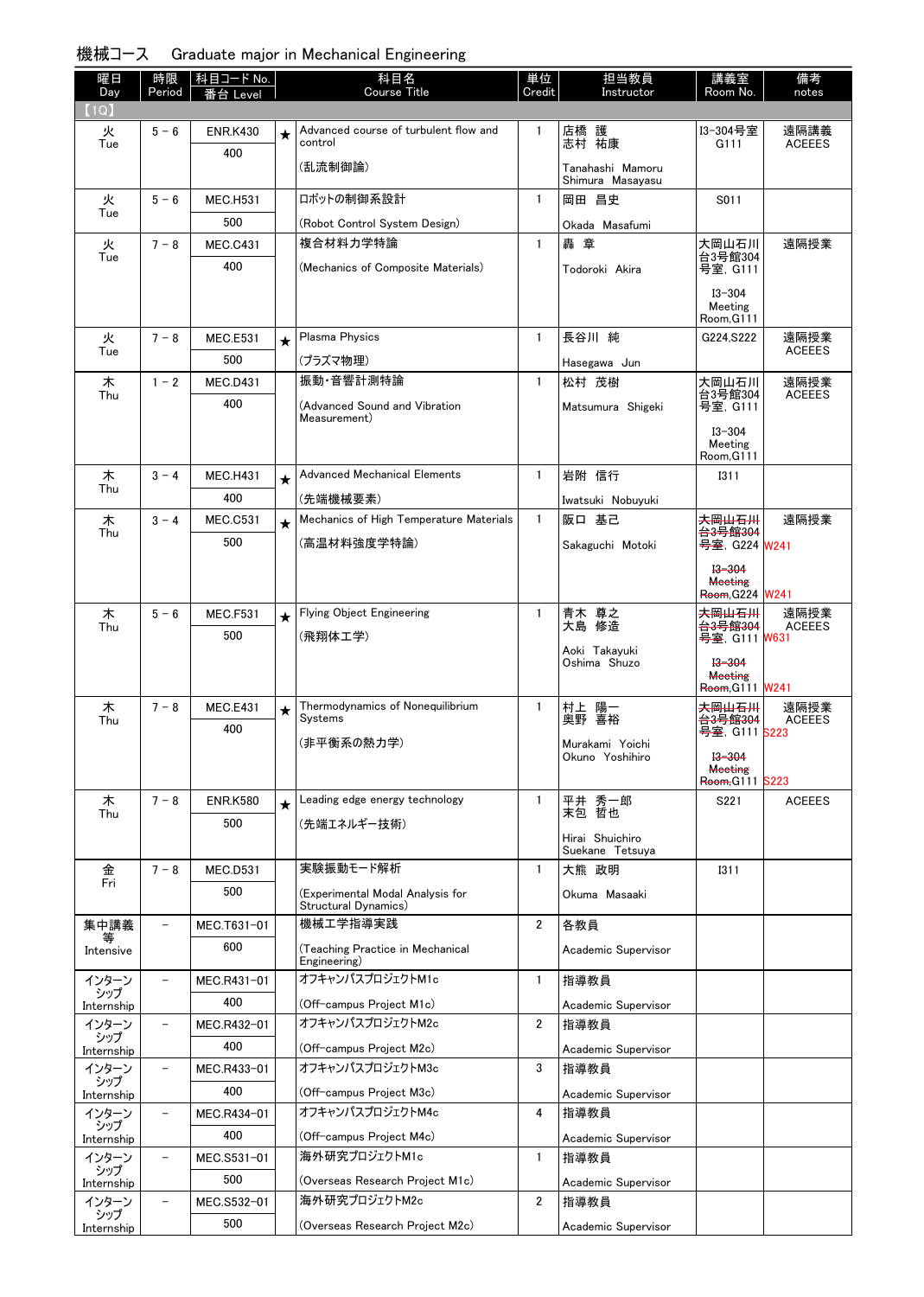## 機械コース　Graduate major in Mechanical Engineering

| 曜日 Day | 時限 Period | 科目コード No. 番台 Level | | 科目名 Course Title | 単位 Credit | 担当教員 Instructor | 講義室 Room No. | 備考 notes |
|---|---|---|---|---|---|---|---|---|
| 【1Q】 | | | | | | | | |
| 火 Tue | 5－6 | ENR.K430 400 | ★ | Advanced course of turbulent flow and control (乱流制御論) | 1 | 店橋　護 志村　祐康 Tanahashi Mamoru Shimura Masayasu | I3-304号室 G111 | 遠隔講義 ACEEES |
| 火 Tue | 5－6 | MEC.H531 500 | | ロボットの制御系設計 (Robot Control System Design) | 1 | 岡田　昌史 Okada Masafumi | S011 | |
| 火 Tue | 7－8 | MEC.C431 400 | | 複合材料力学特論 (Mechanics of Composite Materials) | 1 | 轟　章 Todoroki Akira | 大岡山石川台3号館304号室, G111 I3-304 Meeting Room,G111 | 遠隔授業 |
| 火 Tue | 7－8 | MEC.E531 500 | ★ | Plasma Physics (プラズマ物理) | 1 | 長谷川　純 Hasegawa Jun | G224,S222 | 遠隔授業 ACEEES |
| 木 Thu | 1－2 | MEC.D431 400 | | 振動・音響計測特論 (Advanced Sound and Vibration Measurement) | 1 | 松村　茂樹 Matsumura Shigeki | 大岡山石川台3号館304号室, G111 I3-304 Meeting Room,G111 | 遠隔授業 ACEEES |
| 木 Thu | 3－4 | MEC.H431 400 | ★ | Advanced Mechanical Elements (先端機械要素) | 1 | 岩附　信行 Iwatsuki Nobuyuki | I311 | |
| 木 Thu | 3－4 | MEC.C531 500 | ★ | Mechanics of High Temperature Materials (高温材料強度学特論) | 1 | 阪口　基己 Sakaguchi Motoki | ~~大岡山石川台3号館304~~号室, G224 W241 ~~I3-304 Meeting Room~~,G224 W241 | 遠隔授業 |
| 木 Thu | 5－6 | MEC.F531 500 | ★ | Flying Object Engineering (飛翔体工学) | 1 | 青木　尊之 大島　修造 Aoki Takayuki Oshima Shuzo | ~~大岡山石川台3号館304~~号室, G111 W631 ~~I3-304 Meeting Room~~,G111 W241 | 遠隔授業 ACEEES |
| 木 Thu | 7－8 | MEC.E431 400 | ★ | Thermodynamics of Nonequilibrium Systems (非平衡系の熱力学) | 1 | 村上　陽一 奥野　喜裕 Murakami Yoichi Okuno Yoshihiro | ~~大岡山石川台3号館304~~号室, G111 S223 ~~I3-304 Meeting Room~~,G111 S223 | 遠隔授業 ACEEES |
| 木 Thu | 7－8 | ENR.K580 500 | ★ | Leading edge energy technology (先端エネルギー技術) | 1 | 平井　秀一郎 末包　哲也 Hirai Shuichiro Suekane Tetsuya | S221 | ACEEES |
| 金 Fri | 7－8 | MEC.D531 500 | | 実験振動モード解析 (Experimental Modal Analysis for Structural Dynamics) | 1 | 大熊　政明 Okuma Masaaki | I311 | |
| 集中講義等 Intensive | － | MEC.T631-01 600 | | 機械工学指導実践 (Teaching Practice in Mechanical Engineering) | 2 | 各教員 Academic Supervisor | | |
| インターンシップ Internship | － | MEC.R431-01 400 | | オフキャンパスプロジェクトM1c (Off-campus Project M1c) | 1 | 指導教員 Academic Supervisor | | |
| インターンシップ Internship | － | MEC.R432-01 400 | | オフキャンパスプロジェクトM2c (Off-campus Project M2c) | 2 | 指導教員 Academic Supervisor | | |
| インターンシップ Internship | － | MEC.R433-01 400 | | オフキャンパスプロジェクトM3c (Off-campus Project M3c) | 3 | 指導教員 Academic Supervisor | | |
| インターンシップ Internship | － | MEC.R434-01 400 | | オフキャンパスプロジェクトM4c (Off-campus Project M4c) | 4 | 指導教員 Academic Supervisor | | |
| インターンシップ Internship | － | MEC.S531-01 500 | | 海外研究プロジェクトM1c (Overseas Research Project M1c) | 1 | 指導教員 Academic Supervisor | | |
| インターンシップ Internship | － | MEC.S532-01 500 | | 海外研究プロジェクトM2c (Overseas Research Project M2c) | 2 | 指導教員 Academic Supervisor | | |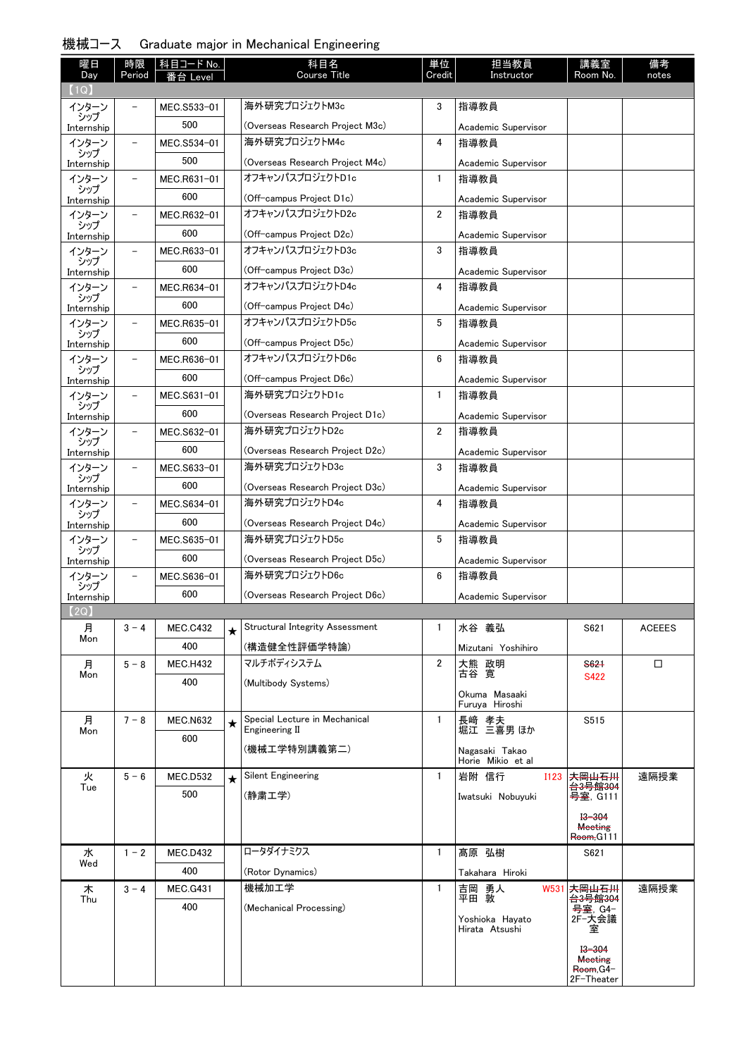# 機械コース　Graduate major in Mechanical Engineering

| 曜日 Day | 時限 Period | 科目コード No. 番台 Level | | 科目名 Course Title | 単位 Credit | 担当教員 Instructor | 講義室 Room No. | 備考 notes |
|---|---|---|---|---|---|---|---|---|
| 【1Q】 | | | | | | | | |
| インターンシップ Internship | － | MEC.S533-01 500 | | 海外研究プロジェクトM3c (Overseas Research Project M3c) | 3 | 指導教員 Academic Supervisor | | |
| インターンシップ Internship | － | MEC.S534-01 500 | | 海外研究プロジェクトM4c (Overseas Research Project M4c) | 4 | 指導教員 Academic Supervisor | | |
| インターンシップ Internship | － | MEC.R631-01 600 | | オフキャンパスプロジェクトD1c (Off-campus Project D1c) | 1 | 指導教員 Academic Supervisor | | |
| インターンシップ Internship | － | MEC.R632-01 600 | | オフキャンパスプロジェクトD2c (Off-campus Project D2c) | 2 | 指導教員 Academic Supervisor | | |
| インターンシップ Internship | － | MEC.R633-01 600 | | オフキャンパスプロジェクトD3c (Off-campus Project D3c) | 3 | 指導教員 Academic Supervisor | | |
| インターンシップ Internship | － | MEC.R634-01 600 | | オフキャンパスプロジェクトD4c (Off-campus Project D4c) | 4 | 指導教員 Academic Supervisor | | |
| インターンシップ Internship | － | MEC.R635-01 600 | | オフキャンパスプロジェクトD5c (Off-campus Project D5c) | 5 | 指導教員 Academic Supervisor | | |
| インターンシップ Internship | － | MEC.R636-01 600 | | オフキャンパスプロジェクトD6c (Off-campus Project D6c) | 6 | 指導教員 Academic Supervisor | | |
| インターンシップ Internship | － | MEC.S631-01 600 | | 海外研究プロジェクトD1c (Overseas Research Project D1c) | 1 | 指導教員 Academic Supervisor | | |
| インターンシップ Internship | － | MEC.S632-01 600 | | 海外研究プロジェクトD2c (Overseas Research Project D2c) | 2 | 指導教員 Academic Supervisor | | |
| インターンシップ Internship | － | MEC.S633-01 600 | | 海外研究プロジェクトD3c (Overseas Research Project D3c) | 3 | 指導教員 Academic Supervisor | | |
| インターンシップ Internship | － | MEC.S634-01 600 | | 海外研究プロジェクトD4c (Overseas Research Project D4c) | 4 | 指導教員 Academic Supervisor | | |
| インターンシップ Internship | － | MEC.S635-01 600 | | 海外研究プロジェクトD5c (Overseas Research Project D5c) | 5 | 指導教員 Academic Supervisor | | |
| インターンシップ Internship | － | MEC.S636-01 600 | | 海外研究プロジェクトD6c (Overseas Research Project D6c) | 6 | 指導教員 Academic Supervisor | | |
| 【2Q】 | | | | | | | | |
| 月 Mon | 3－4 | MEC.C432 400 | ★ | Structural Integrity Assessment (構造健全性評価学特論) | 1 | 水谷　義弘 Mizutani Yoshihiro | S621 | ACEEES |
| 月 Mon | 5－8 | MEC.H432 400 | | マルチボディシステム (Multibody Systems) | 2 | 大熊　政明 古谷　寛 Okuma Masaaki Furuya Hiroshi | ~~S621~~ S422 | □ |
| 月 Mon | 7－8 | MEC.N632 600 | ★ | Special Lecture in Mechanical Engineering II (機械工学特別講義第二) | 1 | 長﨑　孝夫 堀江　三喜男 ほか Nagasaki Takao Horie Mikio et al | S515 | |
| 火 Tue | 5－6 | MEC.D532 500 | ★ | Silent Engineering (静粛工学) | 1 | 岩附　信行 I123 Iwatsuki Nobuyuki | ~~大岡山石川台3号館304号室~~, G111 ~~I3-304 Meeting Room~~,G111 | 遠隔授業 |
| 水 Wed | 1－2 | MEC.D432 400 | | ロータダイナミクス (Rotor Dynamics) | 1 | 髙原　弘樹 Takahara Hiroki | S621 | |
| 木 Thu | 3－4 | MEC.G431 400 | | 機械加工学 (Mechanical Processing) | 1 | 吉岡　勇人 平田　敦 W531 Yoshioka Hayato Hirata Atsushi | ~~大岡山石川台3号館304号室~~, G4-2F-大会議室 ~~I3-304 Meeting Room~~,G4-2F-Theater | 遠隔授業 |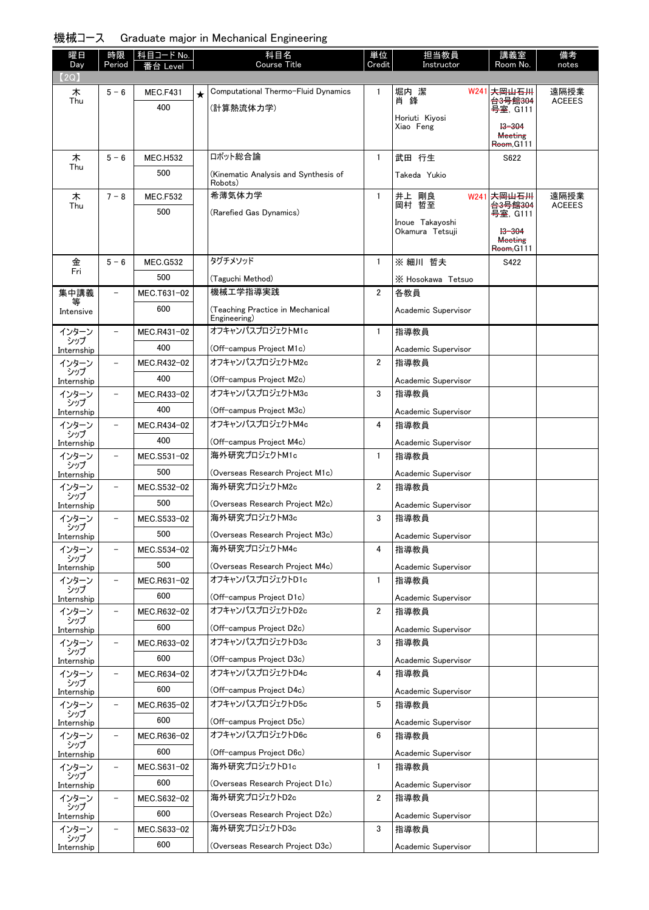機械コース　Graduate major in Mechanical Engineering

| 曜日 Day | 時限 Period | 科目コード No. 番台 Level | | 科目名 Course Title | 単位 Credit | 担当教員 Instructor | 講義室 Room No. | 備考 notes |
|---|---|---|---|---|---|---|---|---|
| 【2Q】 | | | | | | | | |
| 木 Thu | 5－6 | MEC.F431 400 | ★ | Computational Thermo-Fluid Dynamics (計算熱流体力学) | 1 | 堀内 潔 肖 鋒 Horiuti Kiyosi Xiao Feng W241 | ~~大岡山石川台3号館304号室~~, G111 ~~I3-304 Meeting Room~~,G111 | 遠隔授業 ACEEES |
| 木 Thu | 5－6 | MEC.H532 500 | | ロボット総合論 (Kinematic Analysis and Synthesis of Robots) | 1 | 武田 行生 Takeda Yukio | S622 | |
| 木 Thu | 7－8 | MEC.F532 500 | | 希薄気体力学 (Rarefied Gas Dynamics) | 1 | 井上 剛良 岡村 哲至 Inoue Takayoshi Okamura Tetsuji W241 | ~~大岡山石川台3号館304号室~~, G111 ~~I3-304 Meeting Room~~,G111 | 遠隔授業 ACEEES |
| 金 Fri | 5－6 | MEC.G532 500 | | タグチメソッド (Taguchi Method) | 1 | ※ 細川 哲夫 ※ Hosokawa Tetsuo | S422 | |
| 集中講義等 Intensive | － | MEC.T631-02 600 | | 機械工学指導実践 (Teaching Practice in Mechanical Engineering) | 2 | 各教員 Academic Supervisor | | |
| インターンシップ Internship | － | MEC.R431-02 400 | | オフキャンパスプロジェクトM1c (Off-campus Project M1c) | 1 | 指導教員 Academic Supervisor | | |
| インターンシップ Internship | － | MEC.R432-02 400 | | オフキャンパスプロジェクトM2c (Off-campus Project M2c) | 2 | 指導教員 Academic Supervisor | | |
| インターンシップ Internship | － | MEC.R433-02 400 | | オフキャンパスプロジェクトM3c (Off-campus Project M3c) | 3 | 指導教員 Academic Supervisor | | |
| インターンシップ Internship | － | MEC.R434-02 400 | | オフキャンパスプロジェクトM4c (Off-campus Project M4c) | 4 | 指導教員 Academic Supervisor | | |
| インターンシップ Internship | － | MEC.S531-02 500 | | 海外研究プロジェクトM1c (Overseas Research Project M1c) | 1 | 指導教員 Academic Supervisor | | |
| インターンシップ Internship | － | MEC.S532-02 500 | | 海外研究プロジェクトM2c (Overseas Research Project M2c) | 2 | 指導教員 Academic Supervisor | | |
| インターンシップ Internship | － | MEC.S533-02 500 | | 海外研究プロジェクトM3c (Overseas Research Project M3c) | 3 | 指導教員 Academic Supervisor | | |
| インターンシップ Internship | － | MEC.S534-02 500 | | 海外研究プロジェクトM4c (Overseas Research Project M4c) | 4 | 指導教員 Academic Supervisor | | |
| インターンシップ Internship | － | MEC.R631-02 600 | | オフキャンパスプロジェクトD1c (Off-campus Project D1c) | 1 | 指導教員 Academic Supervisor | | |
| インターンシップ Internship | － | MEC.R632-02 600 | | オフキャンパスプロジェクトD2c (Off-campus Project D2c) | 2 | 指導教員 Academic Supervisor | | |
| インターンシップ Internship | － | MEC.R633-02 600 | | オフキャンパスプロジェクトD3c (Off-campus Project D3c) | 3 | 指導教員 Academic Supervisor | | |
| インターンシップ Internship | － | MEC.R634-02 600 | | オフキャンパスプロジェクトD4c (Off-campus Project D4c) | 4 | 指導教員 Academic Supervisor | | |
| インターンシップ Internship | － | MEC.R635-02 600 | | オフキャンパスプロジェクトD5c (Off-campus Project D5c) | 5 | 指導教員 Academic Supervisor | | |
| インターンシップ Internship | － | MEC.R636-02 600 | | オフキャンパスプロジェクトD6c (Off-campus Project D6c) | 6 | 指導教員 Academic Supervisor | | |
| インターンシップ Internship | － | MEC.S631-02 600 | | 海外研究プロジェクトD1c (Overseas Research Project D1c) | 1 | 指導教員 Academic Supervisor | | |
| インターンシップ Internship | － | MEC.S632-02 600 | | 海外研究プロジェクトD2c (Overseas Research Project D2c) | 2 | 指導教員 Academic Supervisor | | |
| インターンシップ Internship | － | MEC.S633-02 600 | | 海外研究プロジェクトD3c (Overseas Research Project D3c) | 3 | 指導教員 Academic Supervisor | | |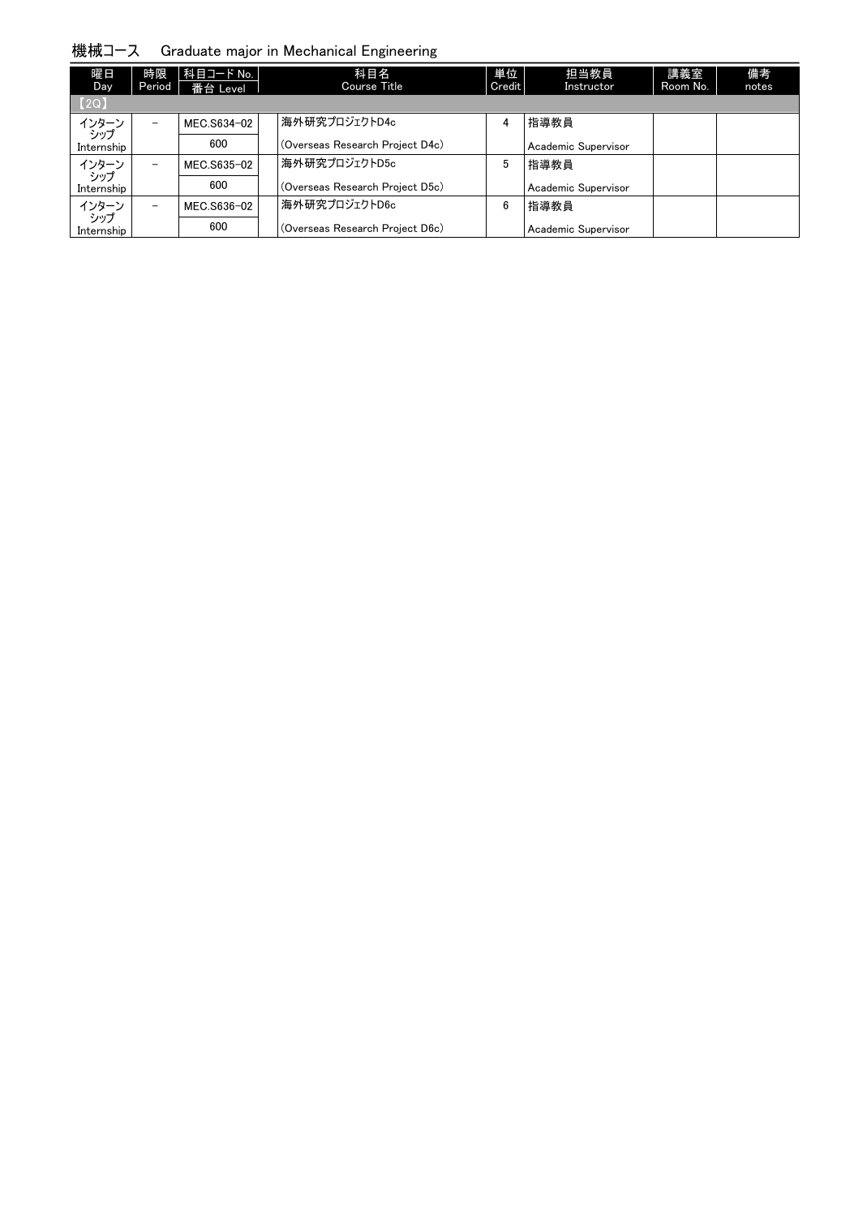## 機械コース　Graduate major in Mechanical Engineering

| 曜日 Day | 時限 Period | 科目コード No. 番台 Level | 科目名 Course Title | 単位 Credit | 担当教員 Instructor | 講義室 Room No. | 備考 notes |
|---|---|---|---|---|---|---|---|
| 【2Q】 | | | | | | | |
| インターンシップ Internship | － | MEC.S634-02 600 | 海外研究プロジェクトD4c (Overseas Research Project D4c) | 4 | 指導教員 Academic Supervisor | | |
| インターンシップ Internship | － | MEC.S635-02 600 | 海外研究プロジェクトD5c (Overseas Research Project D5c) | 5 | 指導教員 Academic Supervisor | | |
| インターンシップ Internship | － | MEC.S636-02 600 | 海外研究プロジェクトD6c (Overseas Research Project D6c) | 6 | 指導教員 Academic Supervisor | | |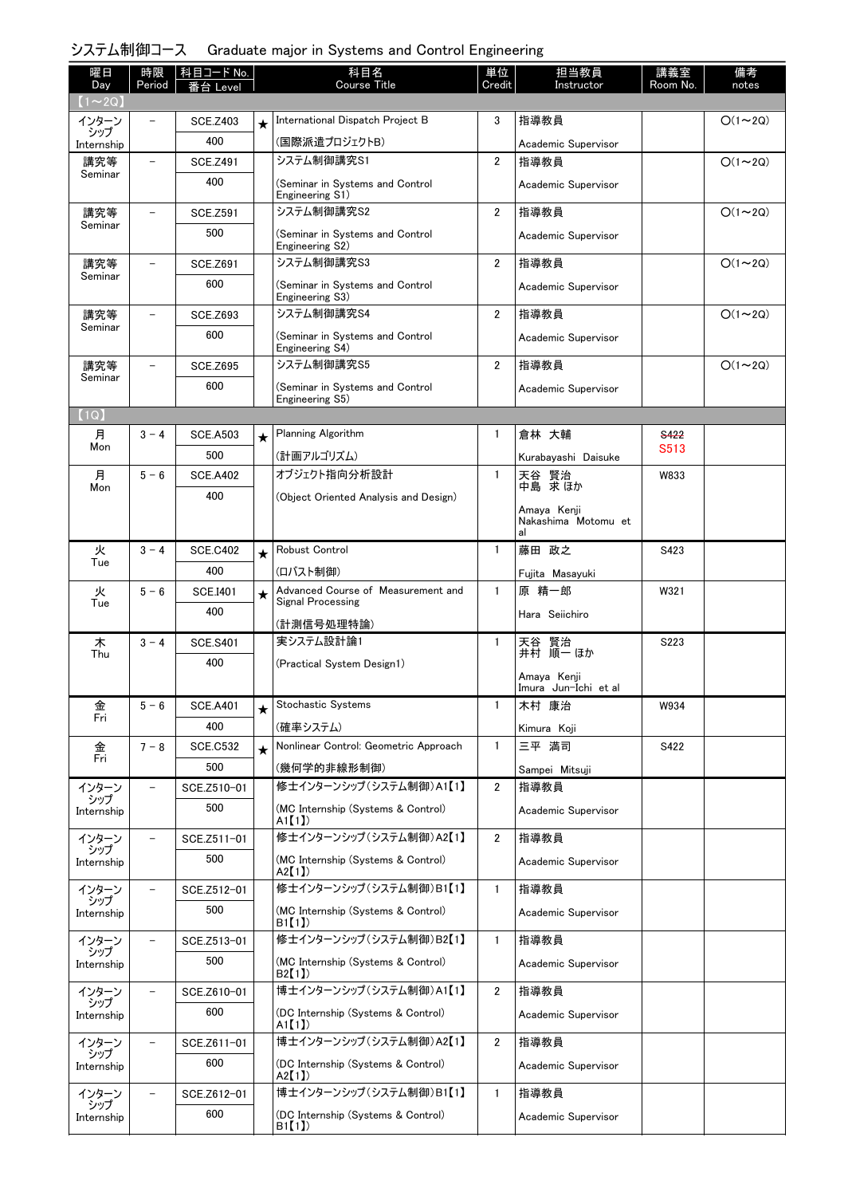# システム制御コース　Graduate major in Systems and Control Engineering

| 曜日 Day | 時限 Period | 科目コード No. 番台 Level | | 科目名 Course Title | 単位 Credit | 担当教員 Instructor | 講義室 Room No. | 備考 notes |
|---|---|---|---|---|---|---|---|---|
| 【1～2Q】 | | | | | | | | |
| インターンシップ Internship | － | SCE.Z403 / 400 | ★ | International Dispatch Project B (国際派遣プロジェクトB) | 3 | 指導教員 Academic Supervisor | | O(1～2Q) |
| 講究等 Seminar | － | SCE.Z491 / 400 | | システム制御講究S1 (Seminar in Systems and Control Engineering S1) | 2 | 指導教員 Academic Supervisor | | O(1～2Q) |
| 講究等 Seminar | － | SCE.Z591 / 500 | | システム制御講究S2 (Seminar in Systems and Control Engineering S2) | 2 | 指導教員 Academic Supervisor | | O(1～2Q) |
| 講究等 Seminar | － | SCE.Z691 / 600 | | システム制御講究S3 (Seminar in Systems and Control Engineering S3) | 2 | 指導教員 Academic Supervisor | | O(1～2Q) |
| 講究等 Seminar | － | SCE.Z693 / 600 | | システム制御講究S4 (Seminar in Systems and Control Engineering S4) | 2 | 指導教員 Academic Supervisor | | O(1～2Q) |
| 講究等 Seminar | － | SCE.Z695 / 600 | | システム制御講究S5 (Seminar in Systems and Control Engineering S5) | 2 | 指導教員 Academic Supervisor | | O(1～2Q) |
| 【1Q】 | | | | | | | | |
| 月 Mon | 3 - 4 | SCE.A503 / 500 | ★ | Planning Algorithm (計画アルゴリズム) | 1 | 倉林 大輔 Kurabayashi Daisuke | ~~S422~~ S513 | |
| 月 Mon | 5 - 6 | SCE.A402 / 400 | | オブジェクト指向分析設計 (Object Oriented Analysis and Design) | 1 | 天谷 賢治 中島 求 ほか Amaya Kenji Nakashima Motomu et al | W833 | |
| 火 Tue | 3 - 4 | SCE.C402 / 400 | ★ | Robust Control (ロバスト制御) | 1 | 藤田 政之 Fujita Masayuki | S423 | |
| 火 Tue | 5 - 6 | SCE.I401 / 400 | ★ | Advanced Course of Measurement and Signal Processing (計測信号処理特論) | 1 | 原 精一郎 Hara Seiichiro | W321 | |
| 木 Thu | 3 - 4 | SCE.S401 / 400 | | 実システム設計論1 (Practical System Design1) | 1 | 天谷 賢治 井村 順一 ほか Amaya Kenji Imura Jun-Ichi et al | S223 | |
| 金 Fri | 5 - 6 | SCE.A401 / 400 | ★ | Stochastic Systems (確率システム) | 1 | 木村 康治 Kimura Koji | W934 | |
| 金 Fri | 7 - 8 | SCE.C532 / 500 | ★ | Nonlinear Control: Geometric Approach (幾何学的非線形制御) | 1 | 三平 満司 Sampei Mitsuji | S422 | |
| インターンシップ Internship | － | SCE.Z510-01 / 500 | | 修士インターンシップ(システム制御)A1【1】 (MC Internship (Systems & Control) A1【1】) | 2 | 指導教員 Academic Supervisor | | |
| インターンシップ Internship | － | SCE.Z511-01 / 500 | | 修士インターンシップ(システム制御)A2【1】 (MC Internship (Systems & Control) A2【1】) | 2 | 指導教員 Academic Supervisor | | |
| インターンシップ Internship | － | SCE.Z512-01 / 500 | | 修士インターンシップ(システム制御)B1【1】 (MC Internship (Systems & Control) B1【1】) | 1 | 指導教員 Academic Supervisor | | |
| インターンシップ Internship | － | SCE.Z513-01 / 500 | | 修士インターンシップ(システム制御)B2【1】 (MC Internship (Systems & Control) B2【1】) | 1 | 指導教員 Academic Supervisor | | |
| インターンシップ Internship | － | SCE.Z610-01 / 600 | | 博士インターンシップ(システム制御)A1【1】 (DC Internship (Systems & Control) A1【1】) | 2 | 指導教員 Academic Supervisor | | |
| インターンシップ Internship | － | SCE.Z611-01 / 600 | | 博士インターンシップ(システム制御)A2【1】 (DC Internship (Systems & Control) A2【1】) | 2 | 指導教員 Academic Supervisor | | |
| インターンシップ Internship | － | SCE.Z612-01 / 600 | | 博士インターンシップ(システム制御)B1【1】 (DC Internship (Systems & Control) B1【1】) | 1 | 指導教員 Academic Supervisor | | |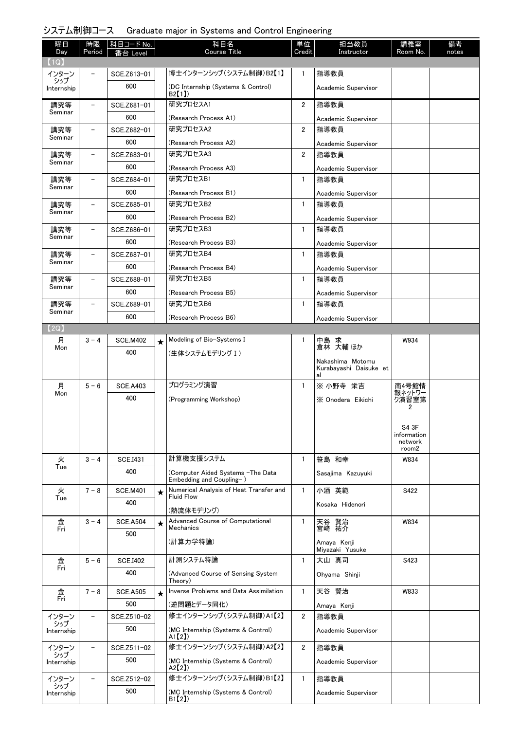# システム制御コース　Graduate major in Systems and Control Engineering

| 曜日 Day | 時限 Period | 科目コード No. 番台 Level | | 科目名 Course Title | 単位 Credit | 担当教員 Instructor | 講義室 Room No. | 備考 notes |
|---|---|---|---|---|---|---|---|---|
| 【1Q】 | | | | | | | | |
| インターンシップ Internship | － | SCE.Z613-01 600 | | 博士インターンシップ（システム制御）B2【1】 (DC Internship (Systems & Control) B2【1】) | 1 | 指導教員 Academic Supervisor | | |
| 講究等 Seminar | － | SCE.Z681-01 600 | | 研究プロセスA1 (Research Process A1) | 2 | 指導教員 Academic Supervisor | | |
| 講究等 Seminar | － | SCE.Z682-01 600 | | 研究プロセスA2 (Research Process A2) | 2 | 指導教員 Academic Supervisor | | |
| 講究等 Seminar | － | SCE.Z683-01 600 | | 研究プロセスA3 (Research Process A3) | 2 | 指導教員 Academic Supervisor | | |
| 講究等 Seminar | － | SCE.Z684-01 600 | | 研究プロセスB1 (Research Process B1) | 1 | 指導教員 Academic Supervisor | | |
| 講究等 Seminar | － | SCE.Z685-01 600 | | 研究プロセスB2 (Research Process B2) | 1 | 指導教員 Academic Supervisor | | |
| 講究等 Seminar | － | SCE.Z686-01 600 | | 研究プロセスB3 (Research Process B3) | 1 | 指導教員 Academic Supervisor | | |
| 講究等 Seminar | － | SCE.Z687-01 600 | | 研究プロセスB4 (Research Process B4) | 1 | 指導教員 Academic Supervisor | | |
| 講究等 Seminar | － | SCE.Z688-01 600 | | 研究プロセスB5 (Research Process B5) | 1 | 指導教員 Academic Supervisor | | |
| 講究等 Seminar | － | SCE.Z689-01 600 | | 研究プロセスB6 (Research Process B6) | 1 | 指導教員 Academic Supervisor | | |
| 【2Q】 | | | | | | | | |
| 月 Mon | 3－4 | SCE.M402 400 | ★ | Modeling of Bio-Systems I (生体システムモデリングⅠ) | 1 | 中島 求 倉林 大輔 ほか Nakashima Motomu Kurabayashi Daisuke et al | W934 | |
| 月 Mon | 5－6 | SCE.A403 400 | | プログラミング演習 (Programming Workshop) | 1 | ※ 小野寺 栄吉 ※ Onodera Eikichi | 南4号館情報ネットワーク演習室第2 S4 3F information network room2 | |
| 火 Tue | 3－4 | SCE.I431 400 | | 計算機支援システム (Computer Aided Systems -The Data Embedding and Coupling- ) | 1 | 笹島 和幸 Sasajima Kazuyuki | W834 | |
| 火 Tue | 7－8 | SCE.M401 400 | ★ | Numerical Analysis of Heat Transfer and Fluid Flow (熱流体モデリング) | 1 | 小酒 英範 Kosaka Hidenori | S422 | |
| 金 Fri | 3－4 | SCE.A504 500 | ★ | Advanced Course of Computational Mechanics (計算力学特論) | 1 | 天谷 賢治 宮崎 祐介 Amaya Kenji Miyazaki Yusuke | W834 | |
| 金 Fri | 5－6 | SCE.I402 400 | | 計測システム特論 (Advanced Course of Sensing System Theory) | 1 | 大山 真司 Ohyama Shinji | S423 | |
| 金 Fri | 7－8 | SCE.A505 500 | ★ | Inverse Problems and Data Assimilation (逆問題とデータ同化) | 1 | 天谷 賢治 Amaya Kenji | W833 | |
| インターンシップ Internship | － | SCE.Z510-02 500 | | 修士インターンシップ（システム制御）A1【2】 (MC Internship (Systems & Control) A1【2】) | 2 | 指導教員 Academic Supervisor | | |
| インターンシップ Internship | － | SCE.Z511-02 500 | | 修士インターンシップ（システム制御）A2【2】 (MC Internship (Systems & Control) A2【2】) | 2 | 指導教員 Academic Supervisor | | |
| インターンシップ Internship | － | SCE.Z512-02 500 | | 修士インターンシップ（システム制御）B1【2】 (MC Internship (Systems & Control) B1【2】) | 1 | 指導教員 Academic Supervisor | | |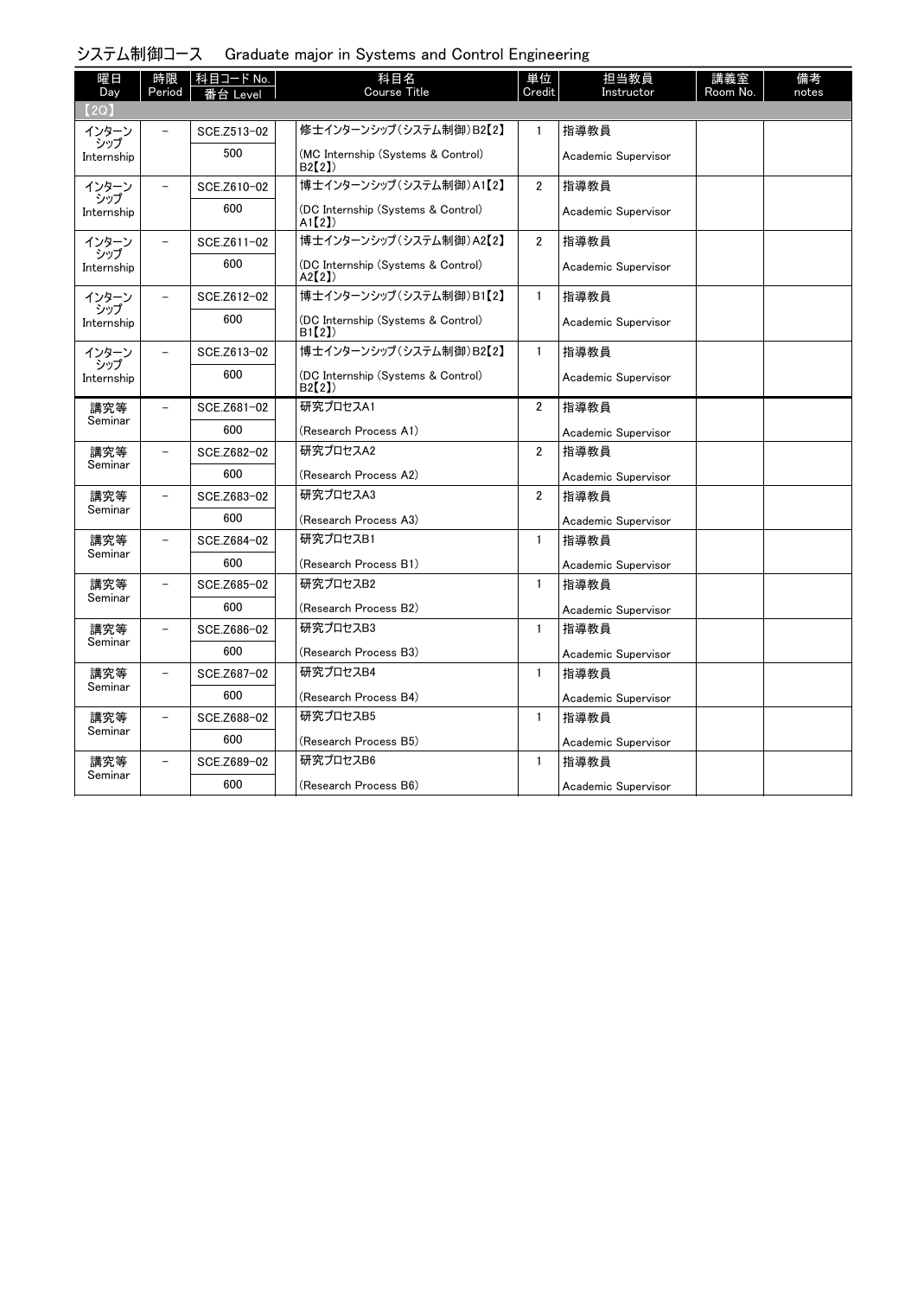## システム制御コース　Graduate major in Systems and Control Engineering

| 曜日 Day | 時限 Period | 科目コード No. 番台 Level | 科目名 Course Title | 単位 Credit | 担当教員 Instructor | 講義室 Room No. | 備考 notes |
|---|---|---|---|---|---|---|---|
| 【2Q】 | | | | | | | |
| インターンシップ Internship | – | SCE.Z513-02 500 | 修士インターンシップ（システム制御）B2【2】 (MC Internship (Systems & Control) B2【2】) | 1 | 指導教員 Academic Supervisor | | |
| インターンシップ Internship | – | SCE.Z610-02 600 | 博士インターンシップ（システム制御）A1【2】 (DC Internship (Systems & Control) A1【2】) | 2 | 指導教員 Academic Supervisor | | |
| インターンシップ Internship | – | SCE.Z611-02 600 | 博士インターンシップ（システム制御）A2【2】 (DC Internship (Systems & Control) A2【2】) | 2 | 指導教員 Academic Supervisor | | |
| インターンシップ Internship | – | SCE.Z612-02 600 | 博士インターンシップ（システム制御）B1【2】 (DC Internship (Systems & Control) B1【2】) | 1 | 指導教員 Academic Supervisor | | |
| インターンシップ Internship | – | SCE.Z613-02 600 | 博士インターンシップ（システム制御）B2【2】 (DC Internship (Systems & Control) B2【2】) | 1 | 指導教員 Academic Supervisor | | |
| 講究等 Seminar | – | SCE.Z681-02 600 | 研究プロセスA1 (Research Process A1) | 2 | 指導教員 Academic Supervisor | | |
| 講究等 Seminar | – | SCE.Z682-02 600 | 研究プロセスA2 (Research Process A2) | 2 | 指導教員 Academic Supervisor | | |
| 講究等 Seminar | – | SCE.Z683-02 600 | 研究プロセスA3 (Research Process A3) | 2 | 指導教員 Academic Supervisor | | |
| 講究等 Seminar | – | SCE.Z684-02 600 | 研究プロセスB1 (Research Process B1) | 1 | 指導教員 Academic Supervisor | | |
| 講究等 Seminar | – | SCE.Z685-02 600 | 研究プロセスB2 (Research Process B2) | 1 | 指導教員 Academic Supervisor | | |
| 講究等 Seminar | – | SCE.Z686-02 600 | 研究プロセスB3 (Research Process B3) | 1 | 指導教員 Academic Supervisor | | |
| 講究等 Seminar | – | SCE.Z687-02 600 | 研究プロセスB4 (Research Process B4) | 1 | 指導教員 Academic Supervisor | | |
| 講究等 Seminar | – | SCE.Z688-02 600 | 研究プロセスB5 (Research Process B5) | 1 | 指導教員 Academic Supervisor | | |
| 講究等 Seminar | – | SCE.Z689-02 600 | 研究プロセスB6 (Research Process B6) | 1 | 指導教員 Academic Supervisor | | |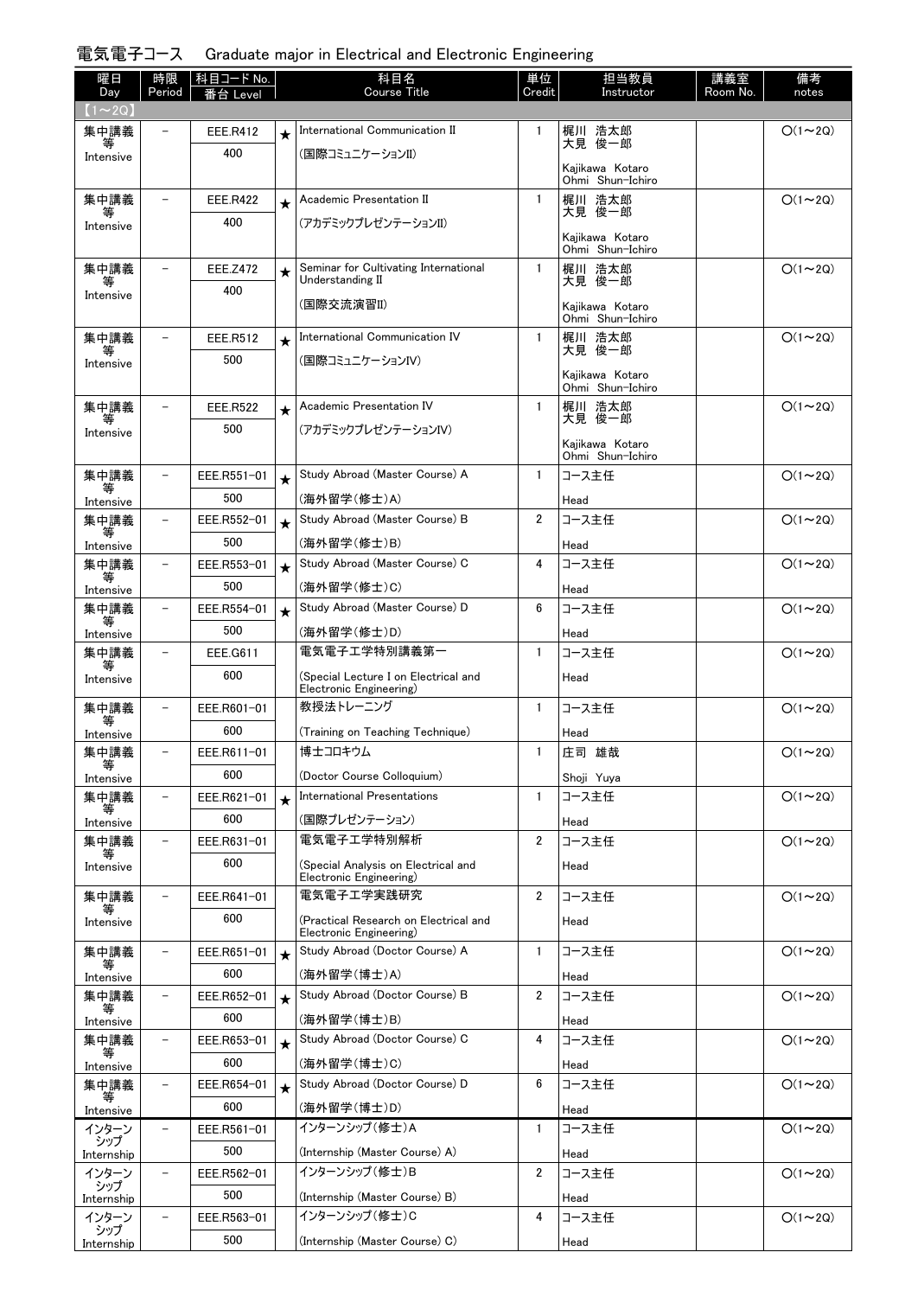電気電子コース　Graduate major in Electrical and Electronic Engineering

| 曜日 Day | 時限 Period | 科目コード No. 番台 Level | | 科目名 Course Title | 単位 Credit | 担当教員 Instructor | 講義室 Room No. | 備考 notes |
|---|---|---|---|---|---|---|---|---|
| 【1～2Q】 | | | | | | | | |
| 集中講義等 Intensive | － | EEE.R412 400 | ★ | International Communication II (国際コミュニケーションII) | 1 | 梶川 浩太郎 大見 俊一郎 Kajikawa Kotaro Ohmi Shun-Ichiro | | ○(1～2Q) |
| 集中講義等 Intensive | － | EEE.R422 400 | ★ | Academic Presentation II (アカデミックプレゼンテーションII) | 1 | 梶川 浩太郎 大見 俊一郎 Kajikawa Kotaro Ohmi Shun-Ichiro | | ○(1～2Q) |
| 集中講義等 Intensive | － | EEE.Z472 400 | ★ | Seminar for Cultivating International Understanding II (国際交流演習II) | 1 | 梶川 浩太郎 大見 俊一郎 Kajikawa Kotaro Ohmi Shun-Ichiro | | ○(1～2Q) |
| 集中講義等 Intensive | － | EEE.R512 500 | ★ | International Communication IV (国際コミュニケーションIV) | 1 | 梶川 浩太郎 大見 俊一郎 Kajikawa Kotaro Ohmi Shun-Ichiro | | ○(1～2Q) |
| 集中講義等 Intensive | － | EEE.R522 500 | ★ | Academic Presentation IV (アカデミックプレゼンテーションIV) | 1 | 梶川 浩太郎 大見 俊一郎 Kajikawa Kotaro Ohmi Shun-Ichiro | | ○(1～2Q) |
| 集中講義等 Intensive | － | EEE.R551-01 500 | ★ | Study Abroad (Master Course) A (海外留学(修士)A) | 1 | コース主任 Head | | ○(1～2Q) |
| 集中講義等 Intensive | － | EEE.R552-01 500 | ★ | Study Abroad (Master Course) B (海外留学(修士)B) | 2 | コース主任 Head | | ○(1～2Q) |
| 集中講義等 Intensive | － | EEE.R553-01 500 | ★ | Study Abroad (Master Course) C (海外留学(修士)C) | 4 | コース主任 Head | | ○(1～2Q) |
| 集中講義等 Intensive | － | EEE.R554-01 500 | ★ | Study Abroad (Master Course) D (海外留学(修士)D) | 6 | コース主任 Head | | ○(1～2Q) |
| 集中講義等 Intensive | － | EEE.G611 600 | | 電気電子工学特別講義第一 (Special Lecture I on Electrical and Electronic Engineering) | 1 | コース主任 Head | | ○(1～2Q) |
| 集中講義等 Intensive | － | EEE.R601-01 600 | | 教授法トレーニング (Training on Teaching Technique) | 1 | コース主任 Head | | ○(1～2Q) |
| 集中講義等 Intensive | － | EEE.R611-01 600 | | 博士コロキウム (Doctor Course Colloquium) | 1 | 庄司 雄哉 Shoji Yuya | | ○(1～2Q) |
| 集中講義等 Intensive | － | EEE.R621-01 600 | ★ | International Presentations (国際プレゼンテーション) | 1 | コース主任 Head | | ○(1～2Q) |
| 集中講義等 Intensive | － | EEE.R631-01 600 | | 電気電子工学特別解析 (Special Analysis on Electrical and Electronic Engineering) | 2 | コース主任 Head | | ○(1～2Q) |
| 集中講義等 Intensive | － | EEE.R641-01 600 | | 電気電子工学実践研究 (Practical Research on Electrical and Electronic Engineering) | 2 | コース主任 Head | | ○(1～2Q) |
| 集中講義等 Intensive | － | EEE.R651-01 600 | ★ | Study Abroad (Doctor Course) A (海外留学(博士)A) | 1 | コース主任 Head | | ○(1～2Q) |
| 集中講義等 Intensive | － | EEE.R652-01 600 | ★ | Study Abroad (Doctor Course) B (海外留学(博士)B) | 2 | コース主任 Head | | ○(1～2Q) |
| 集中講義等 Intensive | － | EEE.R653-01 600 | ★ | Study Abroad (Doctor Course) C (海外留学(博士)C) | 4 | コース主任 Head | | ○(1～2Q) |
| 集中講義等 Intensive | － | EEE.R654-01 600 | ★ | Study Abroad (Doctor Course) D (海外留学(博士)D) | 6 | コース主任 Head | | ○(1～2Q) |
| インターンシップ Internship | － | EEE.R561-01 500 | | インターンシップ(修士)A (Internship (Master Course) A) | 1 | コース主任 Head | | ○(1～2Q) |
| インターンシップ Internship | － | EEE.R562-01 500 | | インターンシップ(修士)B (Internship (Master Course) B) | 2 | コース主任 Head | | ○(1～2Q) |
| インターンシップ Internship | － | EEE.R563-01 500 | | インターンシップ(修士)C (Internship (Master Course) C) | 4 | コース主任 Head | | ○(1～2Q) |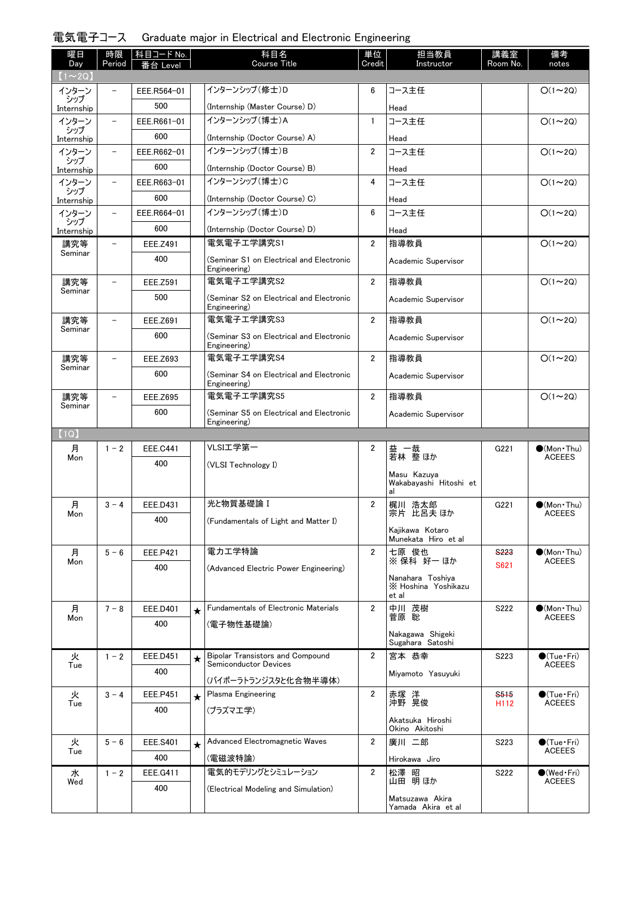## 電気電子コース　Graduate major in Electrical and Electronic Engineering

| 曜日 Day | 時限 Period | 科目コード No. 番台 Level | | 科目名 Course Title | 単位 Credit | 担当教員 Instructor | 講義室 Room No. | 備考 notes |
|---|---|---|---|---|---|---|---|---|
| 【1～2Q】 | | | | | | | | |
| インターンシップ Internship | － | EEE.R564-01 500 | | インターンシップ(修士)D (Internship (Master Course) D) | 6 | コース主任 Head | | ○(1～2Q) |
| インターンシップ Internship | － | EEE.R661-01 600 | | インターンシップ(博士)A (Internship (Doctor Course) A) | 1 | コース主任 Head | | ○(1～2Q) |
| インターンシップ Internship | － | EEE.R662-01 600 | | インターンシップ(博士)B (Internship (Doctor Course) B) | 2 | コース主任 Head | | ○(1～2Q) |
| インターンシップ Internship | － | EEE.R663-01 600 | | インターンシップ(博士)C (Internship (Doctor Course) C) | 4 | コース主任 Head | | ○(1～2Q) |
| インターンシップ Internship | － | EEE.R664-01 600 | | インターンシップ(博士)D (Internship (Doctor Course) D) | 6 | コース主任 Head | | ○(1～2Q) |
| 講究等 Seminar | － | EEE.Z491 400 | | 電気電子工学講究S1 (Seminar S1 on Electrical and Electronic Engineering) | 2 | 指導教員 Academic Supervisor | | ○(1～2Q) |
| 講究等 Seminar | － | EEE.Z591 500 | | 電気電子工学講究S2 (Seminar S2 on Electrical and Electronic Engineering) | 2 | 指導教員 Academic Supervisor | | ○(1～2Q) |
| 講究等 Seminar | － | EEE.Z691 600 | | 電気電子工学講究S3 (Seminar S3 on Electrical and Electronic Engineering) | 2 | 指導教員 Academic Supervisor | | ○(1～2Q) |
| 講究等 Seminar | － | EEE.Z693 600 | | 電気電子工学講究S4 (Seminar S4 on Electrical and Electronic Engineering) | 2 | 指導教員 Academic Supervisor | | ○(1～2Q) |
| 講究等 Seminar | － | EEE.Z695 600 | | 電気電子工学講究S5 (Seminar S5 on Electrical and Electronic Engineering) | 2 | 指導教員 Academic Supervisor | | ○(1～2Q) |
| 【1Q】 | | | | | | | | |
| 月 Mon | 1－2 | EEE.C441 400 | | VLSI工学第一 (VLSI Technology I) | 2 | 益 一哉 若林 整 ほか Masu Kazuya Wakabayashi Hitoshi et al | G221 | ●(Mon・Thu) ACEEES |
| 月 Mon | 3－4 | EEE.D431 400 | | 光と物質基礎論 I (Fundamentals of Light and Matter I) | 2 | 梶川 浩太郎 宗片 比呂夫 ほか Kajikawa Kotaro Munekata Hiro et al | G221 | ●(Mon・Thu) ACEEES |
| 月 Mon | 5－6 | EEE.P421 400 | | 電力工学特論 (Advanced Electric Power Engineering) | 2 | 七原 俊也 ※ 保科 好一 ほか Nanahara Toshiya ※ Hoshina Yoshikazu et al | ~~S223~~ S621 | ●(Mon・Thu) ACEEES |
| 月 Mon | 7－8 | EEE.D401 400 | ★ | Fundamentals of Electronic Materials (電子物性基礎論) | 2 | 中川 茂樹 菅原 聡 Nakagawa Shigeki Sugahara Satoshi | S222 | ●(Mon・Thu) ACEEES |
| 火 Tue | 1－2 | EEE.D451 400 | ★ | Bipolar Transistors and Compound Semiconductor Devices (バイポーラトランジスタと化合物半導体) | 2 | 宮本 恭幸 Miyamoto Yasuyuki | S223 | ●(Tue・Fri) ACEEES |
| 火 Tue | 3－4 | EEE.P451 400 | ★ | Plasma Engineering (プラズマ工学) | 2 | 赤塚 洋 沖野 晃俊 Akatsuka Hiroshi Okino Akitoshi | ~~S515~~ H112 | ●(Tue・Fri) ACEEES |
| 火 Tue | 5－6 | EEE.S401 400 | ★ | Advanced Electromagnetic Waves (電磁波特論) | 2 | 廣川 二郎 Hirokawa Jiro | S223 | ●(Tue・Fri) ACEEES |
| 水 Wed | 1－2 | EEE.G411 400 | | 電気的モデリングとシミュレーション (Electrical Modeling and Simulation) | 2 | 松澤 昭 山田 明 ほか Matsuzawa Akira Yamada Akira et al | S222 | ●(Wed・Fri) ACEEES |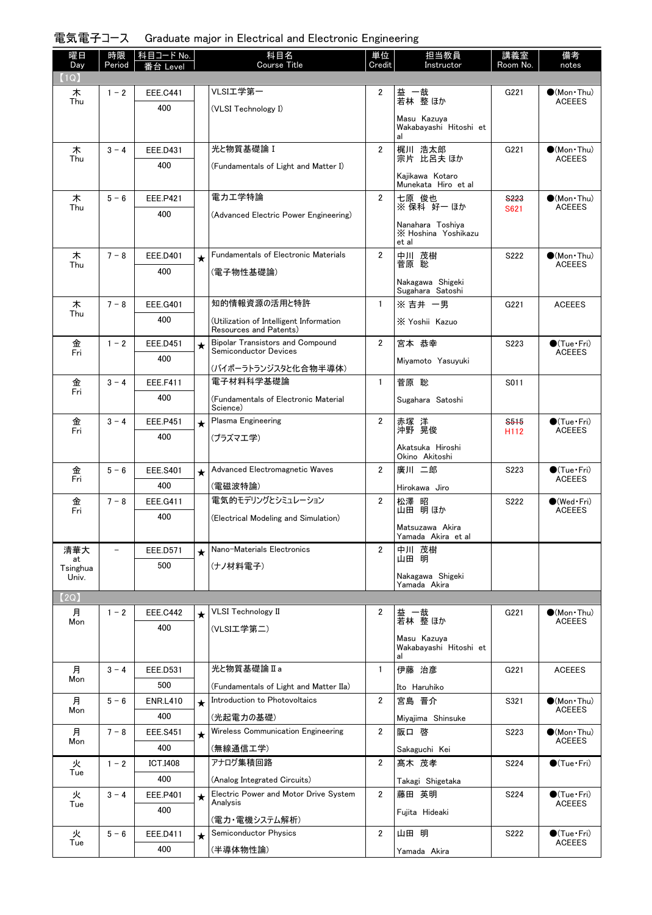## 電気電子コース　Graduate major in Electrical and Electronic Engineering

| 曜日 Day | 時限 Period | 科目コード No. 番台 Level | | 科目名 Course Title | 単位 Credit | 担当教員 Instructor | 講義室 Room No. | 備考 notes |
|---|---|---|---|---|---|---|---|---|
| 【1Q】 | | | | | | | | |
| 木 Thu | 1－2 | EEE.C441 400 | | VLSI工学第一 (VLSI Technology I) | 2 | 益 一哉 若林 整 ほか Masu Kazuya Wakabayashi Hitoshi et al | G221 | ●(Mon・Thu) ACEEES |
| 木 Thu | 3－4 | EEE.D431 400 | | 光と物質基礎論 I (Fundamentals of Light and Matter I) | 2 | 梶川 浩太郎 宗片 比呂夫 ほか Kajikawa Kotaro Munekata Hiro et al | G221 | ●(Mon・Thu) ACEEES |
| 木 Thu | 5－6 | EEE.P421 400 | | 電力工学特論 (Advanced Electric Power Engineering) | 2 | 七原 俊也 ※ 保科 好一 ほか Nanahara Toshiya ※ Hoshina Yoshikazu et al | ~~S223~~ S621 | ●(Mon・Thu) ACEEES |
| 木 Thu | 7－8 | EEE.D401 400 | ★ | Fundamentals of Electronic Materials (電子物性基礎論) | 2 | 中川 茂樹 菅原 聡 Nakagawa Shigeki Sugahara Satoshi | S222 | ●(Mon・Thu) ACEEES |
| 木 Thu | 7－8 | EEE.G401 400 | | 知的情報資源の活用と特許 (Utilization of Intelligent Information Resources and Patents) | 1 | ※ 吉井 一男 ※ Yoshii Kazuo | G221 | ACEEES |
| 金 Fri | 1－2 | EEE.D451 400 | ★ | Bipolar Transistors and Compound Semiconductor Devices (バイポーラトランジスタと化合物半導体) | 2 | 宮本 恭幸 Miyamoto Yasuyuki | S223 | ●(Tue・Fri) ACEEES |
| 金 Fri | 3－4 | EEE.F411 400 | | 電子材料科学基礎論 (Fundamentals of Electronic Material Science) | 1 | 菅原 聡 Sugahara Satoshi | S011 | |
| 金 Fri | 3－4 | EEE.P451 400 | ★ | Plasma Engineering (プラズマ工学) | 2 | 赤塚 洋 沖野 晃俊 Akatsuka Hiroshi Okino Akitoshi | ~~S515~~ H112 | ●(Tue・Fri) ACEEES |
| 金 Fri | 5－6 | EEE.S401 400 | ★ | Advanced Electromagnetic Waves (電磁波特論) | 2 | 廣川 二郎 Hirokawa Jiro | S223 | ●(Tue・Fri) ACEEES |
| 金 Fri | 7－8 | EEE.G411 400 | | 電気的モデリングとシミュレーション (Electrical Modeling and Simulation) | 2 | 松澤 昭 山田 明 ほか Matsuzawa Akira Yamada Akira et al | S222 | ●(Wed・Fri) ACEEES |
| 清華大 at Tsinghua Univ. | － | EEE.D571 500 | ★ | Nano-Materials Electronics (ナノ材料電子) | 2 | 中川 茂樹 山田 明 Nakagawa Shigeki Yamada Akira | | |
| 【2Q】 | | | | | | | | |
| 月 Mon | 1－2 | EEE.C442 400 | ★ | VLSI Technology II (VLSI工学第二) | 2 | 益 一哉 若林 整 ほか Masu Kazuya Wakabayashi Hitoshi et al | G221 | ●(Mon・Thu) ACEEES |
| 月 Mon | 3－4 | EEE.D531 500 | | 光と物質基礎論 II a (Fundamentals of Light and Matter IIa) | 1 | 伊藤 治彦 Ito Haruhiko | G221 | ACEEES |
| 月 Mon | 5－6 | ENR.L410 400 | ★ | Introduction to Photovoltaics (光起電力の基礎) | 2 | 宮島 晋介 Miyajima Shinsuke | S321 | ●(Mon・Thu) ACEEES |
| 月 Mon | 7－8 | EEE.S451 400 | ★ | Wireless Communication Engineering (無線通信工学) | 2 | 阪口 啓 Sakaguchi Kei | S223 | ●(Mon・Thu) ACEEES |
| 火 Tue | 1－2 | ICT.I408 400 | | アナログ集積回路 (Analog Integrated Circuits) | 2 | 髙木 茂孝 Takagi Shigetaka | S224 | ●(Tue・Fri) |
| 火 Tue | 3－4 | EEE.P401 400 | ★ | Electric Power and Motor Drive System Analysis (電力・電機システム解析) | 2 | 藤田 英明 Fujita Hideaki | S224 | ●(Tue・Fri) ACEEES |
| 火 Tue | 5－6 | EEE.D411 400 | ★ | Semiconductor Physics (半導体物性論) | 2 | 山田 明 Yamada Akira | S222 | ●(Tue・Fri) ACEEES |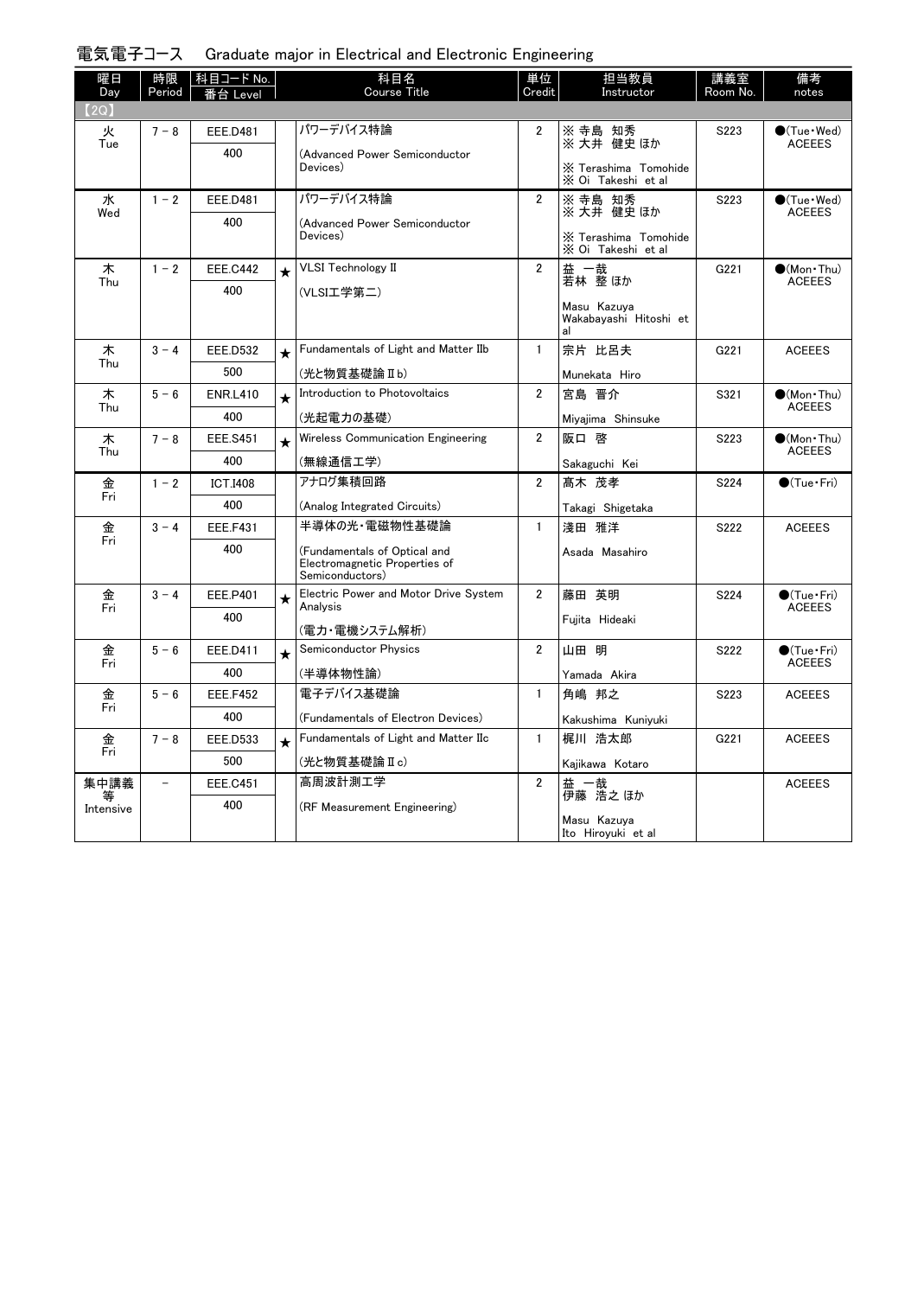電気電子コース　Graduate major in Electrical and Electronic Engineering

| 曜日 Day | 時限 Period | 科目コード No. 番台 Level | | 科目名 Course Title | 単位 Credit | 担当教員 Instructor | 講義室 Room No. | 備考 notes |
|---|---|---|---|---|---|---|---|---|
| 【2Q】 | | | | | | | | |
| 火 Tue | 7－8 | EEE.D481 400 | | パワーデバイス特論 (Advanced Power Semiconductor Devices) | 2 | ※寺島 知秀 ※大井 健史 ほか ※Terashima Tomohide ※Oi Takeshi et al | S223 | ●(Tue・Wed) ACEEES |
| 水 Wed | 1－2 | EEE.D481 400 | | パワーデバイス特論 (Advanced Power Semiconductor Devices) | 2 | ※寺島 知秀 ※大井 健史 ほか ※Terashima Tomohide ※Oi Takeshi et al | S223 | ●(Tue・Wed) ACEEES |
| 木 Thu | 1－2 | EEE.C442 400 | ★ | VLSI Technology II (VLSI工学第二) | 2 | 益 一哉 若林 整 ほか Masu Kazuya Wakabayashi Hitoshi et al | G221 | ●(Mon・Thu) ACEEES |
| 木 Thu | 3－4 | EEE.D532 500 | ★ | Fundamentals of Light and Matter IIb (光と物質基礎論 II b) | 1 | 宗片 比呂夫 Munekata Hiro | G221 | ACEEES |
| 木 Thu | 5－6 | ENR.L410 400 | ★ | Introduction to Photovoltaics (光起電力の基礎) | 2 | 宮島 晋介 Miyajima Shinsuke | S321 | ●(Mon・Thu) ACEEES |
| 木 Thu | 7－8 | EEE.S451 400 | ★ | Wireless Communication Engineering (無線通信工学) | 2 | 阪口 啓 Sakaguchi Kei | S223 | ●(Mon・Thu) ACEEES |
| 金 Fri | 1－2 | ICT.I408 400 | | アナログ集積回路 (Analog Integrated Circuits) | 2 | 髙木 茂孝 Takagi Shigetaka | S224 | ●(Tue・Fri) |
| 金 Fri | 3－4 | EEE.F431 400 | | 半導体の光・電磁物性基礎論 (Fundamentals of Optical and Electromagnetic Properties of Semiconductors) | 1 | 淺田 雅洋 Asada Masahiro | S222 | ACEEES |
| 金 Fri | 3－4 | EEE.P401 400 | ★ | Electric Power and Motor Drive System Analysis (電力・電機システム解析) | 2 | 藤田 英明 Fujita Hideaki | S224 | ●(Tue・Fri) ACEEES |
| 金 Fri | 5－6 | EEE.D411 400 | ★ | Semiconductor Physics (半導体物性論) | 2 | 山田 明 Yamada Akira | S222 | ●(Tue・Fri) ACEEES |
| 金 Fri | 5－6 | EEE.F452 400 | | 電子デバイス基礎論 (Fundamentals of Electron Devices) | 1 | 角嶋 邦之 Kakushima Kuniyuki | S223 | ACEEES |
| 金 Fri | 7－8 | EEE.D533 500 | ★ | Fundamentals of Light and Matter IIc (光と物質基礎論 II c) | 1 | 梶川 浩太郎 Kajikawa Kotaro | G221 | ACEEES |
| 集中講義等 Intensive | － | EEE.C451 400 | | 高周波計測工学 (RF Measurement Engineering) | 2 | 益 一哉 伊藤 浩之 ほか Masu Kazuya Ito Hiroyuki et al | | ACEEES |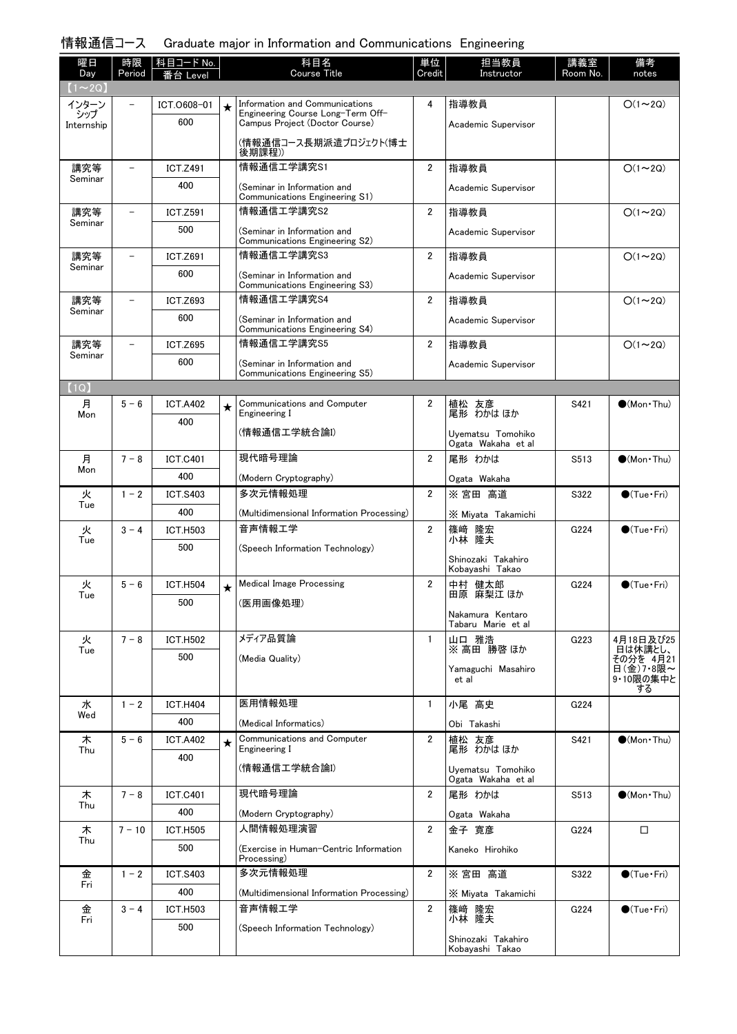## 情報通信コース　Graduate major in Information and Communications Engineering

| 曜日 Day | 時限 Period | 科目コード No. 番台 Level | | 科目名 Course Title | 単位 Credit | 担当教員 Instructor | 講義室 Room No. | 備考 notes |
|---|---|---|---|---|---|---|---|---|
| 【1～2Q】 | | | | | | | | |
| インターンシップ Internship | － | ICT.O608-01 600 | ★ | Information and Communications Engineering Course Long-Term Off-Campus Project (Doctor Course) (情報通信コース長期派遣プロジェクト(博士後期課程)) | 4 | 指導教員 Academic Supervisor | | ○(1～2Q) |
| 講究等 Seminar | － | ICT.Z491 400 | | 情報通信工学講究S1 (Seminar in Information and Communications Engineering S1) | 2 | 指導教員 Academic Supervisor | | ○(1～2Q) |
| 講究等 Seminar | － | ICT.Z591 500 | | 情報通信工学講究S2 (Seminar in Information and Communications Engineering S2) | 2 | 指導教員 Academic Supervisor | | ○(1～2Q) |
| 講究等 Seminar | － | ICT.Z691 600 | | 情報通信工学講究S3 (Seminar in Information and Communications Engineering S3) | 2 | 指導教員 Academic Supervisor | | ○(1～2Q) |
| 講究等 Seminar | － | ICT.Z693 600 | | 情報通信工学講究S4 (Seminar in Information and Communications Engineering S4) | 2 | 指導教員 Academic Supervisor | | ○(1～2Q) |
| 講究等 Seminar | － | ICT.Z695 600 | | 情報通信工学講究S5 (Seminar in Information and Communications Engineering S5) | 2 | 指導教員 Academic Supervisor | | ○(1～2Q) |
| 【1Q】 | | | | | | | | |
| 月 Mon | 5－6 | ICT.A402 400 | ★ | Communications and Computer Engineering I (情報通信工学統合論I) | 2 | 植松 友彦 尾形 わかは ほか Uyematsu Tomohiko Ogata Wakaha et al | S421 | ●(Mon・Thu) |
| 月 Mon | 7－8 | ICT.C401 400 | | 現代暗号理論 (Modern Cryptography) | 2 | 尾形 わかは Ogata Wakaha | S513 | ●(Mon・Thu) |
| 火 Tue | 1－2 | ICT.S403 400 | | 多次元情報処理 (Multidimensional Information Processing) | 2 | ※ 宮田 高道 ※ Miyata Takamichi | S322 | ●(Tue・Fri) |
| 火 Tue | 3－4 | ICT.H503 500 | | 音声情報工学 (Speech Information Technology) | 2 | 篠崎 隆宏 小林 隆夫 Shinozaki Takahiro Kobayashi Takao | G224 | ●(Tue・Fri) |
| 火 Tue | 5－6 | ICT.H504 500 | ★ | Medical Image Processing (医用画像処理) | 2 | 中村 健太郎 田原 麻梨江 ほか Nakamura Kentaro Tabaru Marie et al | G224 | ●(Tue・Fri) |
| 火 Tue | 7－8 | ICT.H502 500 | | メディア品質論 (Media Quality) | 1 | 山口 雅浩 ※ 高田 勝啓 ほか Yamaguchi Masahiro et al | G223 | 4月18日及び25日は休講とし、その分を 4月21日(金)7・8限～9・10限の集中とする |
| 水 Wed | 1－2 | ICT.H404 400 | | 医用情報処理 (Medical Informatics) | 1 | 小尾 高史 Obi Takashi | G224 | |
| 木 Thu | 5－6 | ICT.A402 400 | ★ | Communications and Computer Engineering I (情報通信工学統合論I) | 2 | 植松 友彦 尾形 わかは ほか Uyematsu Tomohiko Ogata Wakaha et al | S421 | ●(Mon・Thu) |
| 木 Thu | 7－8 | ICT.C401 400 | | 現代暗号理論 (Modern Cryptography) | 2 | 尾形 わかは Ogata Wakaha | S513 | ●(Mon・Thu) |
| 木 Thu | 7－10 | ICT.H505 500 | | 人間情報処理演習 (Exercise in Human-Centric Information Processing) | 2 | 金子 寛彦 Kaneko Hirohiko | G224 | □ |
| 金 Fri | 1－2 | ICT.S403 400 | | 多次元情報処理 (Multidimensional Information Processing) | 2 | ※ 宮田 高道 ※ Miyata Takamichi | S322 | ●(Tue・Fri) |
| 金 Fri | 3－4 | ICT.H503 500 | | 音声情報工学 (Speech Information Technology) | 2 | 篠崎 隆宏 小林 隆夫 Shinozaki Takahiro Kobayashi Takao | G224 | ●(Tue・Fri) |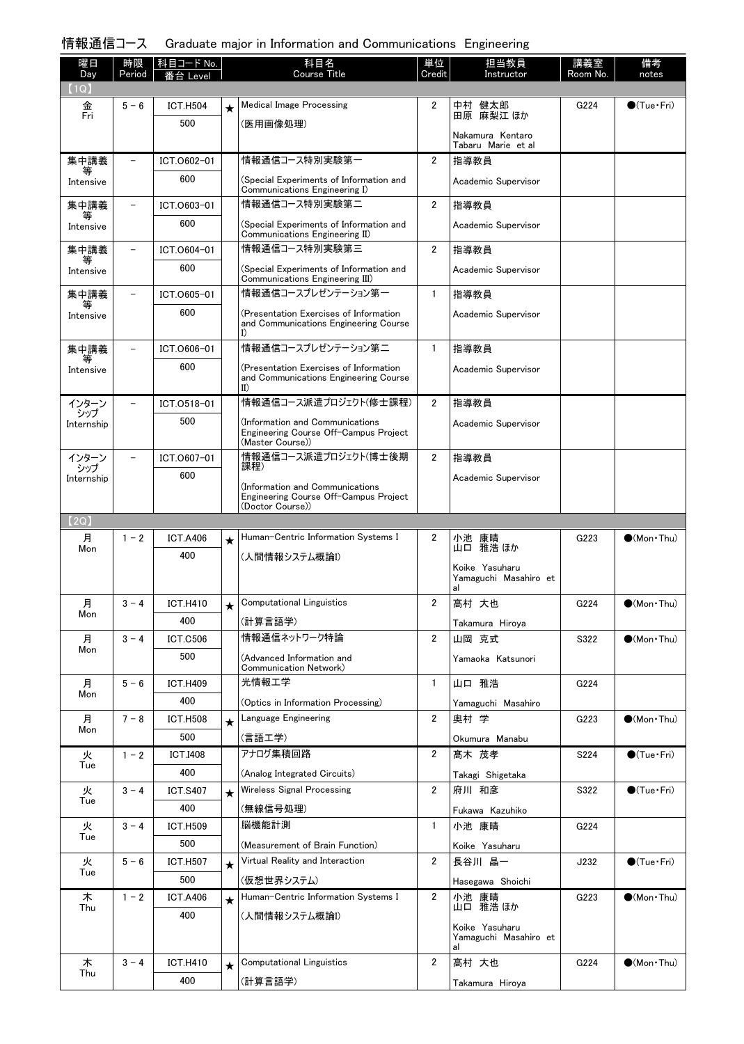# 情報通信コース　Graduate major in Information and Communications Engineering

| 曜日 Day | 時限 Period | 科目コード No. 番台 Level | | 科目名 Course Title | 単位 Credit | 担当教員 Instructor | 講義室 Room No. | 備考 notes |
|---|---|---|---|---|---|---|---|---|
| 【1Q】 | | | | | | | | |
| 金 Fri | 5 - 6 | ICT.H504 500 | ★ | Medical Image Processing (医用画像処理) | 2 | 中村 健太郎 田原 麻梨江 ほか Nakamura Kentaro Tabaru Marie et al | G224 | ●(Tue・Fri) |
| 集中講義等 Intensive | - | ICT.O602-01 600 | | 情報通信コース特別実験第一 (Special Experiments of Information and Communications Engineering I) | 2 | 指導教員 Academic Supervisor | | |
| 集中講義等 Intensive | - | ICT.O603-01 600 | | 情報通信コース特別実験第二 (Special Experiments of Information and Communications Engineering II) | 2 | 指導教員 Academic Supervisor | | |
| 集中講義等 Intensive | - | ICT.O604-01 600 | | 情報通信コース特別実験第三 (Special Experiments of Information and Communications Engineering III) | 2 | 指導教員 Academic Supervisor | | |
| 集中講義等 Intensive | - | ICT.O605-01 600 | | 情報通信コースプレゼンテーション第一 (Presentation Exercises of Information and Communications Engineering Course I) | 1 | 指導教員 Academic Supervisor | | |
| 集中講義等 Intensive | - | ICT.O606-01 600 | | 情報通信コースプレゼンテーション第二 (Presentation Exercises of Information and Communications Engineering Course II) | 1 | 指導教員 Academic Supervisor | | |
| インターンシップ Internship | - | ICT.O518-01 500 | | 情報通信コース派遣プロジェクト(修士課程) (Information and Communications Engineering Course Off-Campus Project (Master Course)) | 2 | 指導教員 Academic Supervisor | | |
| インターンシップ Internship | - | ICT.O607-01 600 | | 情報通信コース派遣プロジェクト(博士後期課程) (Information and Communications Engineering Course Off-Campus Project (Doctor Course)) | 2 | 指導教員 Academic Supervisor | | |
| 【2Q】 | | | | | | | | |
| 月 Mon | 1 - 2 | ICT.A406 400 | ★ | Human-Centric Information Systems I (人間情報システム概論I) | 2 | 小池 康晴 山口 雅浩 ほか Koike Yasuharu Yamaguchi Masahiro et al | G223 | ●(Mon・Thu) |
| 月 Mon | 3 - 4 | ICT.H410 400 | ★ | Computational Linguistics (計算言語学) | 2 | 高村 大也 Takamura Hiroya | G224 | ●(Mon・Thu) |
| 月 Mon | 3 - 4 | ICT.C506 500 | | 情報通信ネットワーク特論 (Advanced Information and Communication Network) | 2 | 山岡 克式 Yamaoka Katsunori | S322 | ●(Mon・Thu) |
| 月 Mon | 5 - 6 | ICT.H409 400 | | 光情報工学 (Optics in Information Processing) | 1 | 山口 雅浩 Yamaguchi Masahiro | G224 | |
| 月 Mon | 7 - 8 | ICT.H508 500 | ★ | Language Engineering (言語工学) | 2 | 奥村 学 Okumura Manabu | G223 | ●(Mon・Thu) |
| 火 Tue | 1 - 2 | ICT.I408 400 | | アナログ集積回路 (Analog Integrated Circuits) | 2 | 髙木 茂孝 Takagi Shigetaka | S224 | ●(Tue・Fri) |
| 火 Tue | 3 - 4 | ICT.S407 400 | ★ | Wireless Signal Processing (無線信号処理) | 2 | 府川 和彦 Fukawa Kazuhiko | S322 | ●(Tue・Fri) |
| 火 Tue | 3 - 4 | ICT.H509 500 | | 脳機能計測 (Measurement of Brain Function) | 1 | 小池 康晴 Koike Yasuharu | G224 | |
| 火 Tue | 5 - 6 | ICT.H507 500 | ★ | Virtual Reality and Interaction (仮想世界システム) | 2 | 長谷川 晶一 Hasegawa Shoichi | J232 | ●(Tue・Fri) |
| 木 Thu | 1 - 2 | ICT.A406 400 | ★ | Human-Centric Information Systems I (人間情報システム概論I) | 2 | 小池 康晴 山口 雅浩 ほか Koike Yasuharu Yamaguchi Masahiro et al | G223 | ●(Mon・Thu) |
| 木 Thu | 3 - 4 | ICT.H410 400 | ★ | Computational Linguistics (計算言語学) | 2 | 高村 大也 Takamura Hiroya | G224 | ●(Mon・Thu) |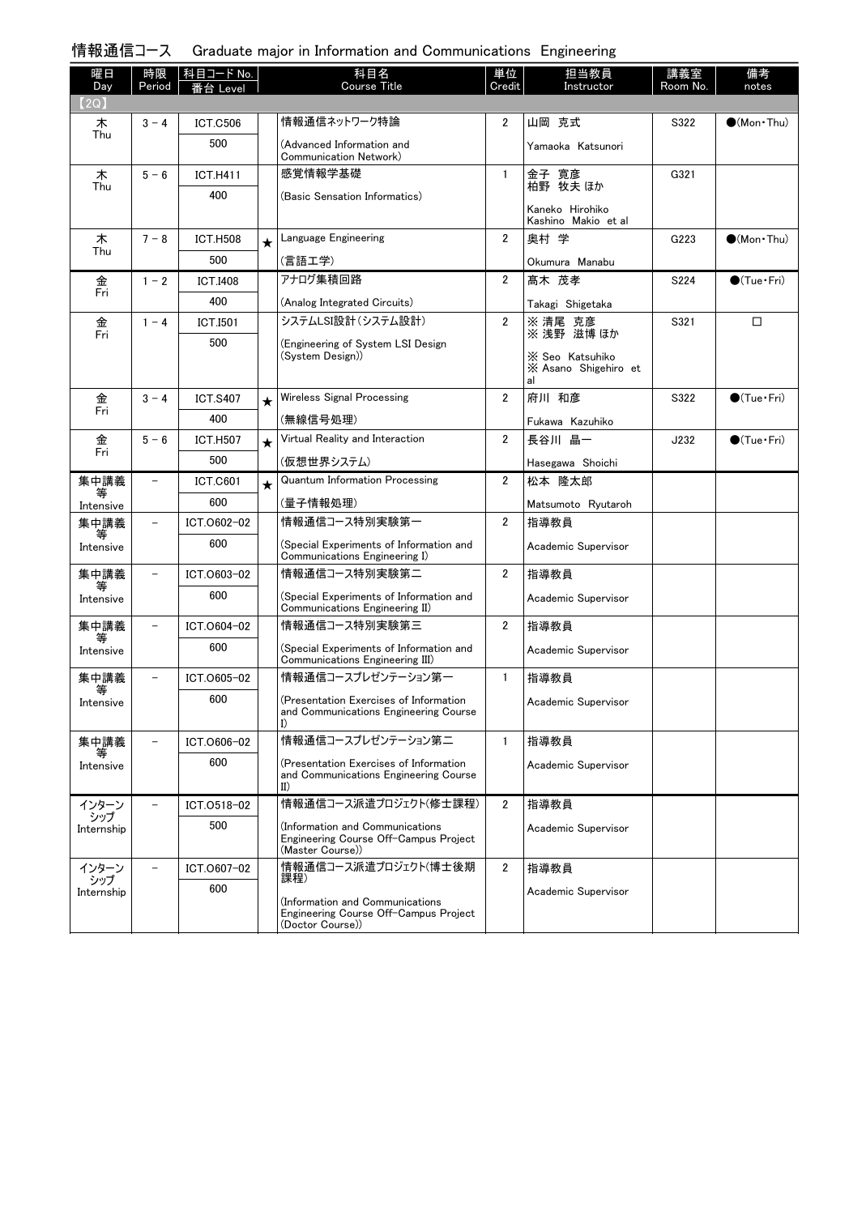## 情報通信コース　Graduate major in Information and Communications Engineering

| 曜日 Day | 時限 Period | 科目コード No. 番台 Level | | 科目名 Course Title | 単位 Credit | 担当教員 Instructor | 講義室 Room No. | 備考 notes |
|---|---|---|---|---|---|---|---|---|
| 【2Q】 | | | | | | | | |
| 木 Thu | 3－4 | ICT.C506 500 | | 情報通信ネットワーク特論 (Advanced Information and Communication Network) | 2 | 山岡 克式 Yamaoka Katsunori | S322 | ●(Mon・Thu) |
| 木 Thu | 5－6 | ICT.H411 400 | | 感覚情報学基礎 (Basic Sensation Informatics) | 1 | 金子 寛彦 柏野 牧夫 ほか Kaneko Hirohiko Kashino Makio et al | G321 | |
| 木 Thu | 7－8 | ICT.H508 500 | ★ | Language Engineering (言語工学) | 2 | 奥村 学 Okumura Manabu | G223 | ●(Mon・Thu) |
| 金 Fri | 1－2 | ICT.I408 400 | | アナログ集積回路 (Analog Integrated Circuits) | 2 | 髙木 茂孝 Takagi Shigetaka | S224 | ●(Tue・Fri) |
| 金 Fri | 1－4 | ICT.I501 500 | | システムLSI設計(システム設計) (Engineering of System LSI Design (System Design)) | 2 | ※ 清尾 克彦 ※ 浅野 滋博 ほか ※ Seo Katsuhiko ※ Asano Shigehiro et al | S321 | □ |
| 金 Fri | 3－4 | ICT.S407 400 | ★ | Wireless Signal Processing (無線信号処理) | 2 | 府川 和彦 Fukawa Kazuhiko | S322 | ●(Tue・Fri) |
| 金 Fri | 5－6 | ICT.H507 500 | ★ | Virtual Reality and Interaction (仮想世界システム) | 2 | 長谷川 晶一 Hasegawa Shoichi | J232 | ●(Tue・Fri) |
| 集中講義等 Intensive | － | ICT.C601 600 | ★ | Quantum Information Processing (量子情報処理) | 2 | 松本 隆太郎 Matsumoto Ryutaroh | | |
| 集中講義等 Intensive | － | ICT.O602-02 600 | | 情報通信コース特別実験第一 (Special Experiments of Information and Communications Engineering I) | 2 | 指導教員 Academic Supervisor | | |
| 集中講義等 Intensive | － | ICT.O603-02 600 | | 情報通信コース特別実験第二 (Special Experiments of Information and Communications Engineering II) | 2 | 指導教員 Academic Supervisor | | |
| 集中講義等 Intensive | － | ICT.O604-02 600 | | 情報通信コース特別実験第三 (Special Experiments of Information and Communications Engineering III) | 2 | 指導教員 Academic Supervisor | | |
| 集中講義等 Intensive | － | ICT.O605-02 600 | | 情報通信コースプレゼンテーション第一 (Presentation Exercises of Information and Communications Engineering Course I) | 1 | 指導教員 Academic Supervisor | | |
| 集中講義等 Intensive | － | ICT.O606-02 600 | | 情報通信コースプレゼンテーション第二 (Presentation Exercises of Information and Communications Engineering Course II) | 1 | 指導教員 Academic Supervisor | | |
| インターンシップ Internship | － | ICT.O518-02 500 | | 情報通信コース派遣プロジェクト(修士課程) (Information and Communications Engineering Course Off-Campus Project (Master Course)) | 2 | 指導教員 Academic Supervisor | | |
| インターンシップ Internship | － | ICT.O607-02 600 | | 情報通信コース派遣プロジェクト(博士後期課程) (Information and Communications Engineering Course Off-Campus Project (Doctor Course)) | 2 | 指導教員 Academic Supervisor | | |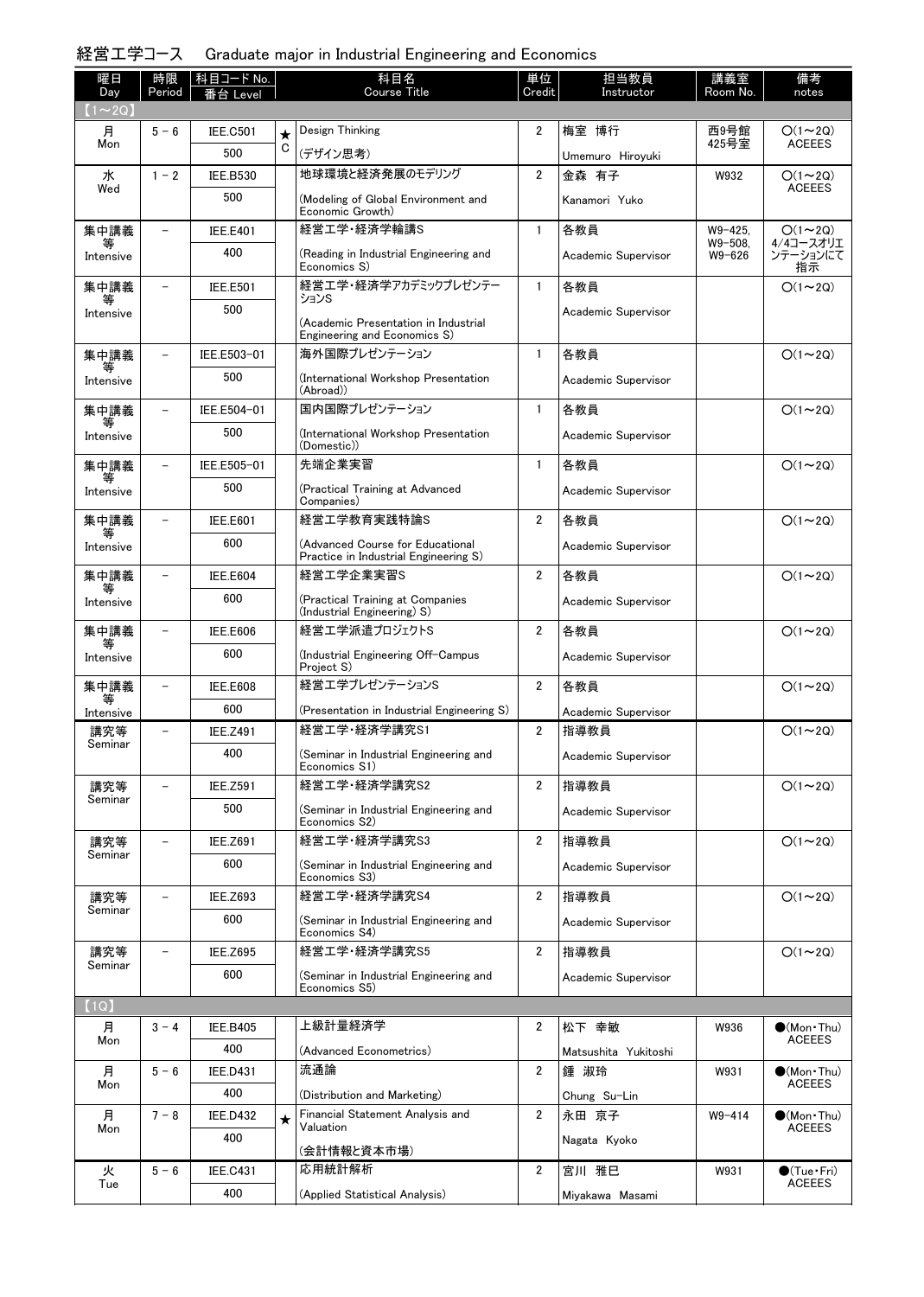## 経営工学コース　Graduate major in Industrial Engineering and Economics

| 曜日 Day | 時限 Period | 科目コード No. 番台 Level | | 科目名 Course Title | 単位 Credit | 担当教員 Instructor | 講義室 Room No. | 備考 notes |
|---|---|---|---|---|---|---|---|---|
| 【1～2Q】 | | | | | | | | |
| 月 Mon | 5－6 | IEE.C501 / 500 | ★ C | Design Thinking (デザイン思考) | 2 | 梅室 博行 Umemuro Hiroyuki | 西9号館 425号室 | ○(1～2Q) ACEEES |
| 水 Wed | 1－2 | IEE.B530 / 500 | | 地球環境と経済発展のモデリング (Modeling of Global Environment and Economic Growth) | 2 | 金森 有子 Kanamori Yuko | W932 | ○(1～2Q) ACEEES |
| 集中講義等 Intensive | － | IEE.E401 / 400 | | 経営工学・経済学輪講S (Reading in Industrial Engineering and Economics S) | 1 | 各教員 Academic Supervisor | W9-425, W9-508, W9-626 | ○(1～2Q) 4/4コースオリエンテーションにて指示 |
| 集中講義等 Intensive | － | IEE.E501 / 500 | | 経営工学・経済学アカデミックプレゼンテーションS (Academic Presentation in Industrial Engineering and Economics S) | 1 | 各教員 Academic Supervisor | | ○(1～2Q) |
| 集中講義等 Intensive | － | IEE.E503-01 / 500 | | 海外国際プレゼンテーション (International Workshop Presentation (Abroad)) | 1 | 各教員 Academic Supervisor | | ○(1～2Q) |
| 集中講義等 Intensive | － | IEE.E504-01 / 500 | | 国内国際プレゼンテーション (International Workshop Presentation (Domestic)) | 1 | 各教員 Academic Supervisor | | ○(1～2Q) |
| 集中講義等 Intensive | － | IEE.E505-01 / 500 | | 先端企業実習 (Practical Training at Advanced Companies) | 1 | 各教員 Academic Supervisor | | ○(1～2Q) |
| 集中講義等 Intensive | － | IEE.E601 / 600 | | 経営工学教育実践特論S (Advanced Course for Educational Practice in Industrial Engineering S) | 2 | 各教員 Academic Supervisor | | ○(1～2Q) |
| 集中講義等 Intensive | － | IEE.E604 / 600 | | 経営工学企業実習S (Practical Training at Companies (Industrial Engineering) S) | 2 | 各教員 Academic Supervisor | | ○(1～2Q) |
| 集中講義等 Intensive | － | IEE.E606 / 600 | | 経営工学派遣プロジェクトS (Industrial Engineering Off-Campus Project S) | 2 | 各教員 Academic Supervisor | | ○(1～2Q) |
| 集中講義等 Intensive | － | IEE.E608 / 600 | | 経営工学プレゼンテーションS (Presentation in Industrial Engineering S) | 2 | 各教員 Academic Supervisor | | ○(1～2Q) |
| 講究等 Seminar | － | IEE.Z491 / 400 | | 経営工学・経済学講究S1 (Seminar in Industrial Engineering and Economics S1) | 2 | 指導教員 Academic Supervisor | | ○(1～2Q) |
| 講究等 Seminar | － | IEE.Z591 / 500 | | 経営工学・経済学講究S2 (Seminar in Industrial Engineering and Economics S2) | 2 | 指導教員 Academic Supervisor | | ○(1～2Q) |
| 講究等 Seminar | － | IEE.Z691 / 600 | | 経営工学・経済学講究S3 (Seminar in Industrial Engineering and Economics S3) | 2 | 指導教員 Academic Supervisor | | ○(1～2Q) |
| 講究等 Seminar | － | IEE.Z693 / 600 | | 経営工学・経済学講究S4 (Seminar in Industrial Engineering and Economics S4) | 2 | 指導教員 Academic Supervisor | | ○(1～2Q) |
| 講究等 Seminar | － | IEE.Z695 / 600 | | 経営工学・経済学講究S5 (Seminar in Industrial Engineering and Economics S5) | 2 | 指導教員 Academic Supervisor | | ○(1～2Q) |
| 【1Q】 | | | | | | | | |
| 月 Mon | 3－4 | IEE.B405 / 400 | | 上級計量経済学 (Advanced Econometrics) | 2 | 松下 幸敏 Matsushita Yukitoshi | W936 | ●(Mon・Thu) ACEEES |
| 月 Mon | 5－6 | IEE.D431 / 400 | | 流通論 (Distribution and Marketing) | 2 | 鍾 淑玲 Chung Su-Lin | W931 | ●(Mon・Thu) ACEEES |
| 月 Mon | 7－8 | IEE.D432 / 400 | ★ | Financial Statement Analysis and Valuation (会計情報と資本市場) | 2 | 永田 京子 Nagata Kyoko | W9-414 | ●(Mon・Thu) ACEEES |
| 火 Tue | 5－6 | IEE.C431 / 400 | | 応用統計解析 (Applied Statistical Analysis) | 2 | 宮川 雅巳 Miyakawa Masami | W931 | ●(Tue・Fri) ACEEES |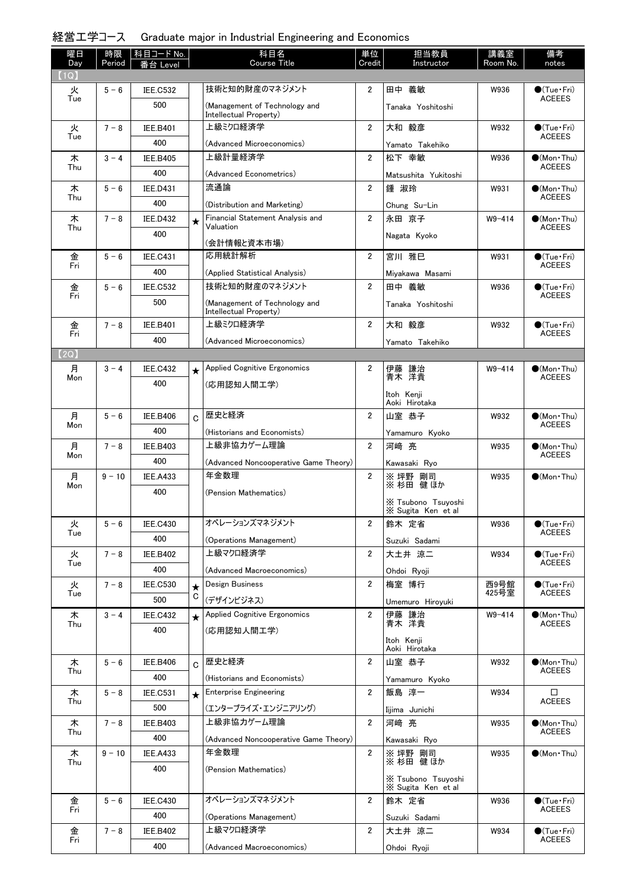## 経営工学コース　Graduate major in Industrial Engineering and Economics

| 曜日 Day | 時限 Period | 科目コード No. 番台 Level | | 科目名 Course Title | 単位 Credit | 担当教員 Instructor | 講義室 Room No. | 備考 notes |
|---|---|---|---|---|---|---|---|---|
| 【1Q】 | | | | | | | | |
| 火 Tue | 5－6 | IEE.C532 500 | | 技術と知的財産のマネジメント (Management of Technology and Intellectual Property) | 2 | 田中 義敏 Tanaka Yoshitoshi | W936 | ●(Tue・Fri) ACEEES |
| 火 Tue | 7－8 | IEE.B401 400 | | 上級ミクロ経済学 (Advanced Microeconomics) | 2 | 大和 毅彦 Yamato Takehiko | W932 | ●(Tue・Fri) ACEEES |
| 木 Thu | 3－4 | IEE.B405 400 | | 上級計量経済学 (Advanced Econometrics) | 2 | 松下 幸敏 Matsushita Yukitoshi | W936 | ●(Mon・Thu) ACEEES |
| 木 Thu | 5－6 | IEE.D431 400 | | 流通論 (Distribution and Marketing) | 2 | 鍾 淑玲 Chung Su-Lin | W931 | ●(Mon・Thu) ACEEES |
| 木 Thu | 7－8 | IEE.D432 400 | ★ | Financial Statement Analysis and Valuation (会計情報と資本市場) | 2 | 永田 京子 Nagata Kyoko | W9-414 | ●(Mon・Thu) ACEEES |
| 金 Fri | 5－6 | IEE.C431 400 | | 応用統計解析 (Applied Statistical Analysis) | 2 | 宮川 雅巳 Miyakawa Masami | W931 | ●(Tue・Fri) ACEEES |
| 金 Fri | 5－6 | IEE.C532 500 | | 技術と知的財産のマネジメント (Management of Technology and Intellectual Property) | 2 | 田中 義敏 Tanaka Yoshitoshi | W936 | ●(Tue・Fri) ACEEES |
| 金 Fri | 7－8 | IEE.B401 400 | | 上級ミクロ経済学 (Advanced Microeconomics) | 2 | 大和 毅彦 Yamato Takehiko | W932 | ●(Tue・Fri) ACEEES |
| 【2Q】 | | | | | | | | |
| 月 Mon | 3－4 | IEE.C432 400 | ★ | Applied Cognitive Ergonomics (応用認知人間工学) | 2 | 伊藤 謙治 青木 洋貴 Itoh Kenji Aoki Hirotaka | W9-414 | ●(Mon・Thu) ACEEES |
| 月 Mon | 5－6 | IEE.B406 400 | C | 歴史と経済 (Historians and Economists) | 2 | 山室 恭子 Yamamuro Kyoko | W932 | ●(Mon・Thu) ACEEES |
| 月 Mon | 7－8 | IEE.B403 400 | | 上級非協力ゲーム理論 (Advanced Noncooperative Game Theory) | 2 | 河崎 亮 Kawasaki Ryo | W935 | ●(Mon・Thu) ACEEES |
| 月 Mon | 9－10 | IEE.A433 400 | | 年金数理 (Pension Mathematics) | 2 | ※ 坪野 剛司 ※ 杉田 健 ほか ※ Tsubono Tsuyoshi ※ Sugita Ken et al | W935 | ●(Mon・Thu) |
| 火 Tue | 5－6 | IEE.C430 400 | | オペレーションズマネジメント (Operations Management) | 2 | 鈴木 定省 Suzuki Sadami | W936 | ●(Tue・Fri) ACEEES |
| 火 Tue | 7－8 | IEE.B402 400 | | 上級マクロ経済学 (Advanced Macroeconomics) | 2 | 大土井 涼二 Ohdoi Ryoji | W934 | ●(Tue・Fri) ACEEES |
| 火 Tue | 7－8 | IEE.C530 500 | ★ C | Design Business (デザインビジネス) | 2 | 梅室 博行 Umemuro Hiroyuki | 西9号館 425号室 | ●(Tue・Fri) ACEEES |
| 木 Thu | 3－4 | IEE.C432 400 | ★ | Applied Cognitive Ergonomics (応用認知人間工学) | 2 | 伊藤 謙治 青木 洋貴 Itoh Kenji Aoki Hirotaka | W9-414 | ●(Mon・Thu) ACEEES |
| 木 Thu | 5－6 | IEE.B406 400 | C | 歴史と経済 (Historians and Economists) | 2 | 山室 恭子 Yamamuro Kyoko | W932 | ●(Mon・Thu) ACEEES |
| 木 Thu | 5－8 | IEE.C531 500 | ★ | Enterprise Engineering (エンタープライズ・エンジニアリング) | 2 | 飯島 淳一 Iijima Junichi | W934 | □ ACEEES |
| 木 Thu | 7－8 | IEE.B403 400 | | 上級非協力ゲーム理論 (Advanced Noncooperative Game Theory) | 2 | 河崎 亮 Kawasaki Ryo | W935 | ●(Mon・Thu) ACEEES |
| 木 Thu | 9－10 | IEE.A433 400 | | 年金数理 (Pension Mathematics) | 2 | ※ 坪野 剛司 ※ 杉田 健 ほか ※ Tsubono Tsuyoshi ※ Sugita Ken et al | W935 | ●(Mon・Thu) |
| 金 Fri | 5－6 | IEE.C430 400 | | オペレーションズマネジメント (Operations Management) | 2 | 鈴木 定省 Suzuki Sadami | W936 | ●(Tue・Fri) ACEEES |
| 金 Fri | 7－8 | IEE.B402 400 | | 上級マクロ経済学 (Advanced Macroeconomics) | 2 | 大土井 涼二 Ohdoi Ryoji | W934 | ●(Tue・Fri) ACEEES |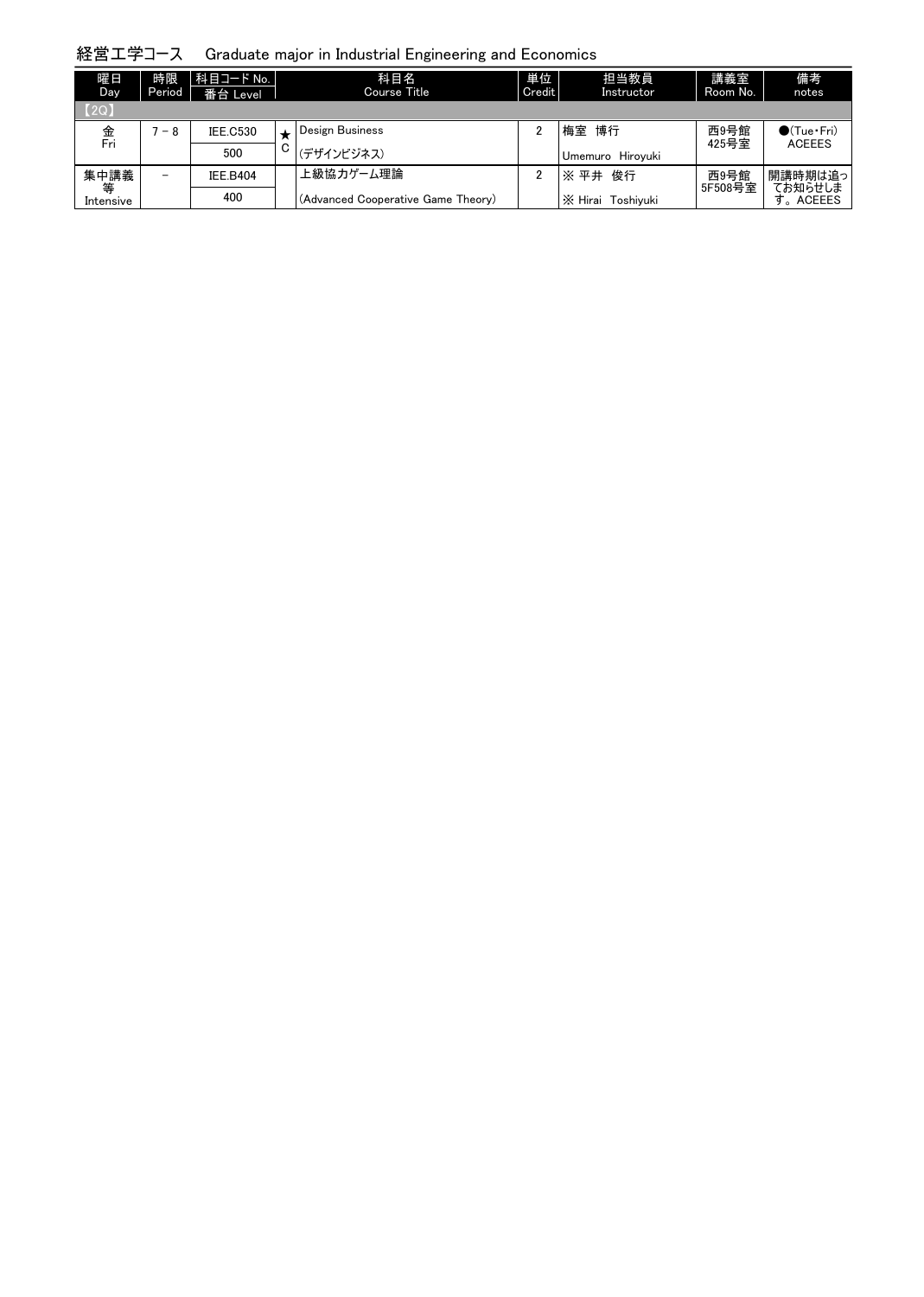# 経営工学コース　Graduate major in Industrial Engineering and Economics

| 曜日 Day | 時限 Period | 科目コード No. 番台 Level | | 科目名 Course Title | 単位 Credit | 担当教員 Instructor | 講義室 Room No. | 備考 notes |
|---|---|---|---|---|---|---|---|---|
| 【2Q】 | | | | | | | | |
| 金 Fri | 7－8 | IEE.C530 500 | ★ C | Design Business (デザインビジネス) | 2 | 梅室 博行 Umemuro Hiroyuki | 西9号館 425号室 | ●(Tue・Fri) ACEEES |
| 集中講義等 Intensive | － | IEE.B404 400 | | 上級協力ゲーム理論 (Advanced Cooperative Game Theory) | 2 | ※ 平井 俊行 ※ Hirai Toshiyuki | 西9号館 5F508号室 | 開講時期は追ってお知らせします。ACEEES |